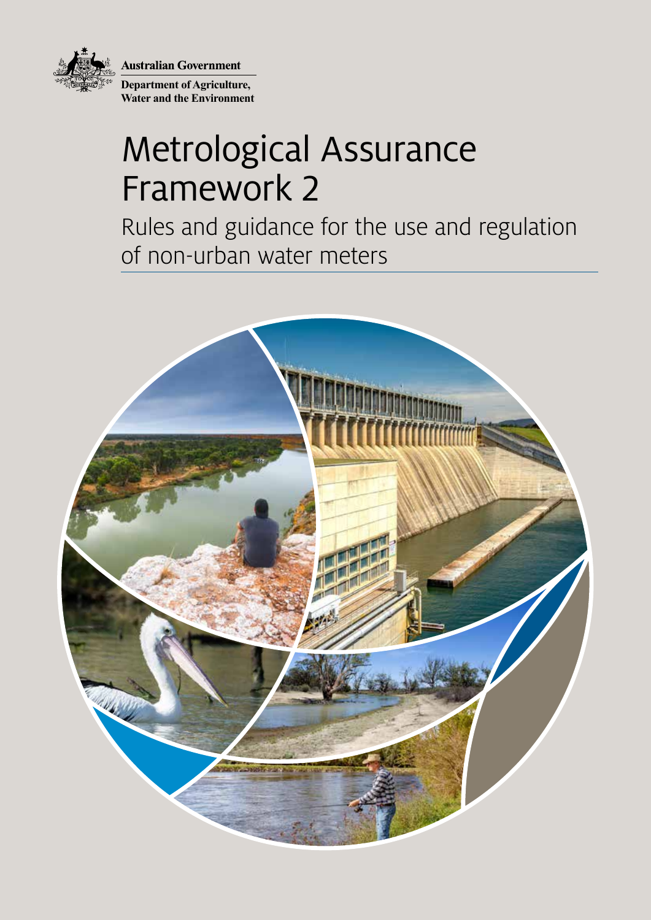Australian Government

Department of Agriculture, Water and the Environment

# Metrological Assurance Framework 2

## Rules and guidance for the use and regulation of non-urban water meters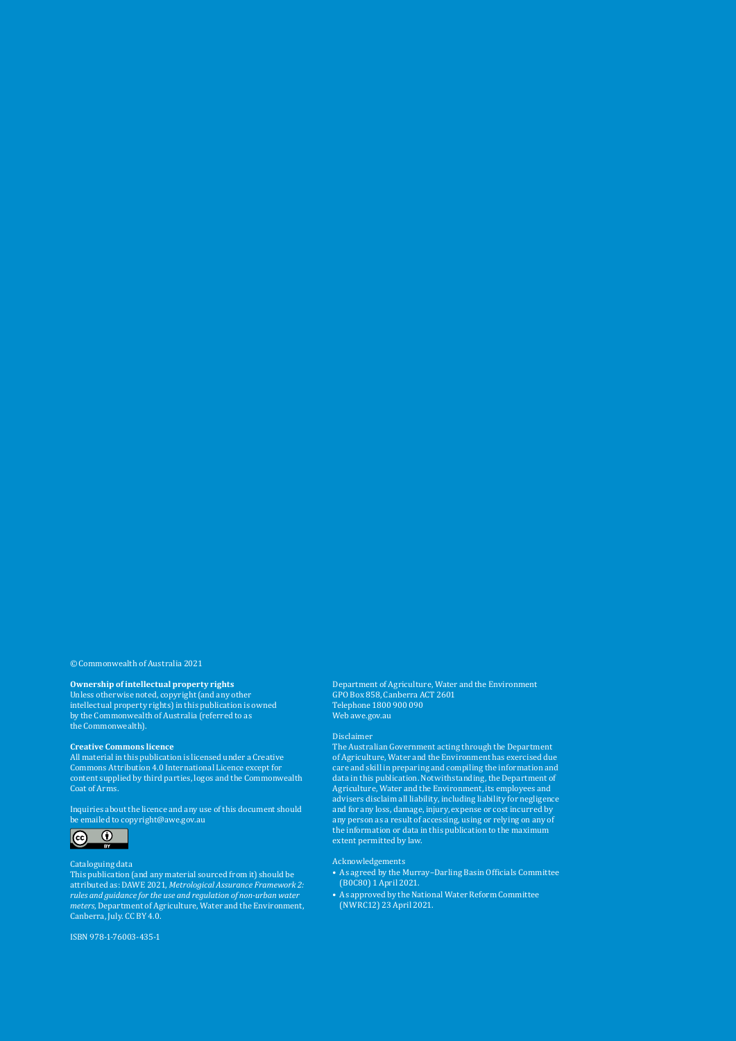© Commonwealth of Australia 2021

**Ownership of intellectual property rights**
Unless otherwise noted, copyright (and any other intellectual property rights) in this publication is owned by the Commonwealth of Australia (referred to as the Commonwealth).

**Creative Commons licence**
All material in this publication is licensed under a Creative Commons Attribution 4.0 International Licence except for content supplied by third parties, logos and the Commonwealth Coat of Arms.

Inquiries about the licence and any use of this document should be emailed to copyright@awe.gov.au

Cataloguing data
This publication (and any material sourced from it) should be attributed as: DAWE 2021, *Metrological Assurance Framework 2: rules and guidance for the use and regulation of non-urban water meters,* Department of Agriculture, Water and the Environment, Canberra, July. CC BY 4.0.

ISBN 978-1-76003-435-1

Department of Agriculture, Water and the Environment
GPO Box 858, Canberra ACT 2601
Telephone 1800 900 090
Web awe.gov.au

Disclaimer
The Australian Government acting through the Department of Agriculture, Water and the Environment has exercised due care and skill in preparing and compiling the information and data in this publication. Notwithstanding, the Department of Agriculture, Water and the Environment, its employees and advisers disclaim all liability, including liability for negligence and for any loss, damage, injury, expense or cost incurred by any person as a result of accessing, using or relying on any of the information or data in this publication to the maximum extent permitted by law.

Acknowledgements
- As agreed by the Murray–Darling Basin Officials Committee (BOC80) 1 April 2021.
- As approved by the National Water Reform Committee (NWRC12) 23 April 2021.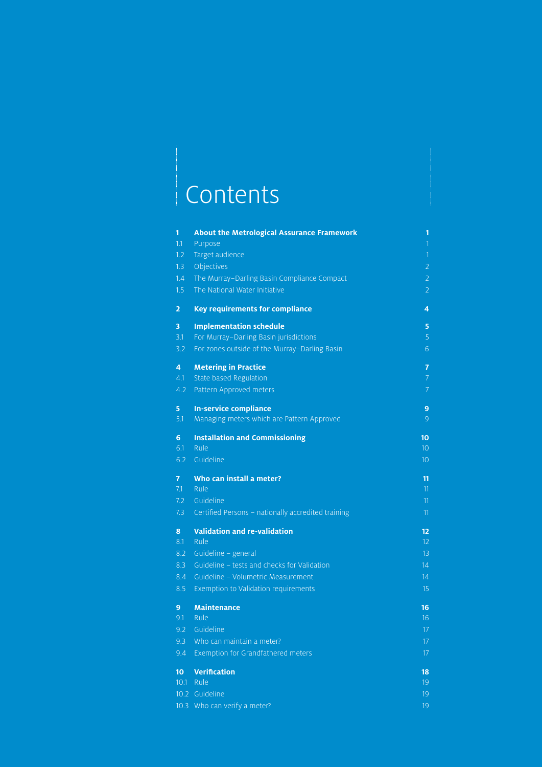# Contents

| | | |
|---|---|---|
| **1** | **About the Metrological Assurance Framework** | **1** |
| 1.1 | Purpose | 1 |
| 1.2 | Target audience | 1 |
| 1.3 | Objectives | 2 |
| 1.4 | The Murray–Darling Basin Compliance Compact | 2 |
| 1.5 | The National Water Initiative | 2 |
| **2** | **Key requirements for compliance** | **4** |
| **3** | **Implementation schedule** | **5** |
| 3.1 | For Murray–Darling Basin jurisdictions | 5 |
| 3.2 | For zones outside of the Murray–Darling Basin | 6 |
| **4** | **Metering in Practice** | **7** |
| 4.1 | State based Regulation | 7 |
| 4.2 | Pattern Approved meters | 7 |
| **5** | **In-service compliance** | **9** |
| 5.1 | Managing meters which are Pattern Approved | 9 |
| **6** | **Installation and Commissioning** | **10** |
| 6.1 | Rule | 10 |
| 6.2 | Guideline | 10 |
| **7** | **Who can install a meter?** | **11** |
| 7.1 | Rule | 11 |
| 7.2 | Guideline | 11 |
| 7.3 | Certified Persons – nationally accredited training | 11 |
| **8** | **Validation and re-validation** | **12** |
| 8.1 | Rule | 12 |
| 8.2 | Guideline – general | 13 |
| 8.3 | Guideline – tests and checks for Validation | 14 |
| 8.4 | Guideline – Volumetric Measurement | 14 |
| 8.5 | Exemption to Validation requirements | 15 |
| **9** | **Maintenance** | **16** |
| 9.1 | Rule | 16 |
| 9.2 | Guideline | 17 |
| 9.3 | Who can maintain a meter? | 17 |
| 9.4 | Exemption for Grandfathered meters | 17 |
| **10** | **Verification** | **18** |
| 10.1 | Rule | 19 |
| 10.2 | Guideline | 19 |
| 10.3 | Who can verify a meter? | 19 |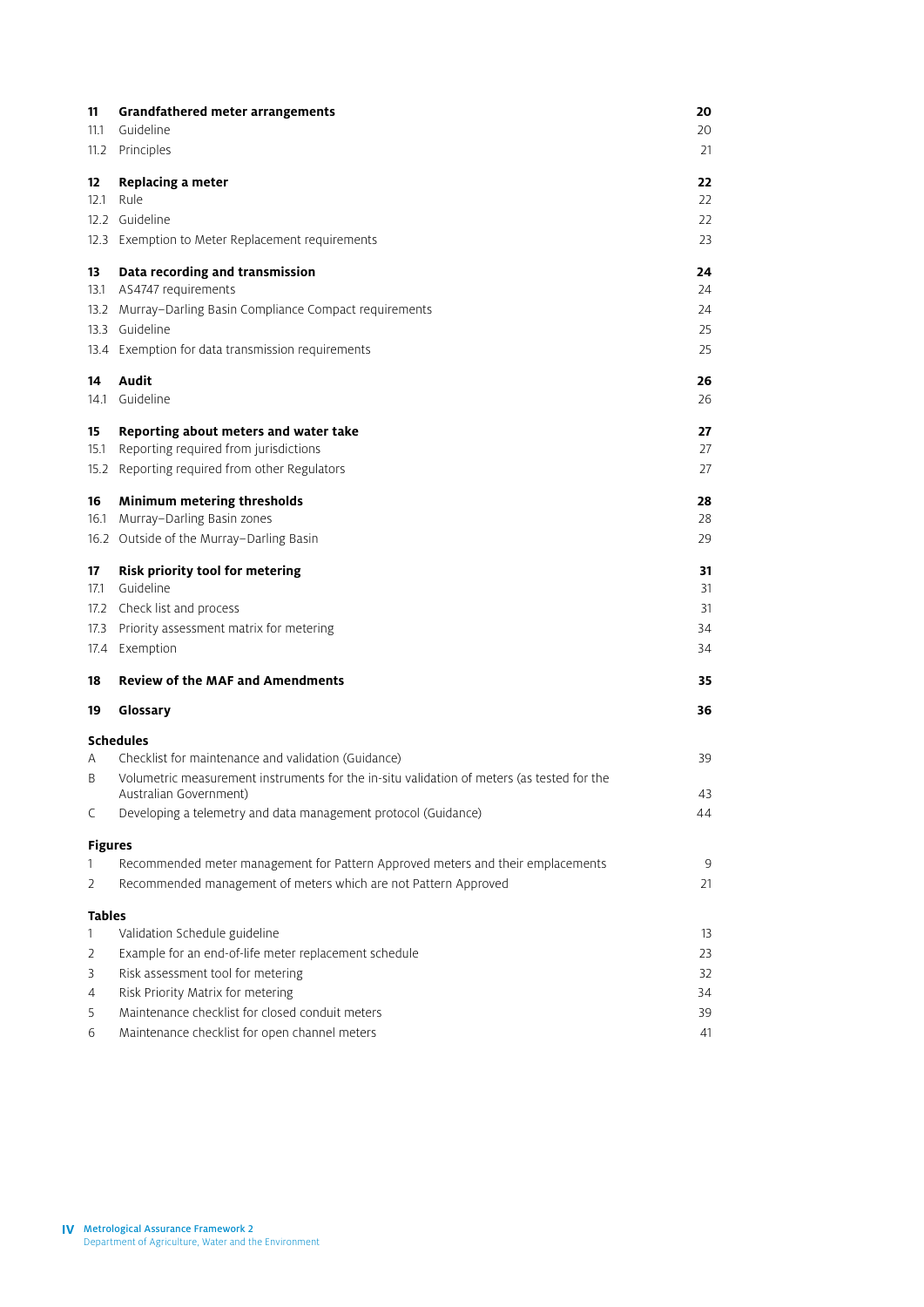| | | |
|---|---|---|
| **11** | **Grandfathered meter arrangements** | **20** |
| 11.1 | Guideline | 20 |
| 11.2 | Principles | 21 |
| **12** | **Replacing a meter** | **22** |
| 12.1 | Rule | 22 |
| 12.2 | Guideline | 22 |
| 12.3 | Exemption to Meter Replacement requirements | 23 |
| **13** | **Data recording and transmission** | **24** |
| 13.1 | AS4747 requirements | 24 |
| 13.2 | Murray–Darling Basin Compliance Compact requirements | 24 |
| 13.3 | Guideline | 25 |
| 13.4 | Exemption for data transmission requirements | 25 |
| **14** | **Audit** | **26** |
| 14.1 | Guideline | 26 |
| **15** | **Reporting about meters and water take** | **27** |
| 15.1 | Reporting required from jurisdictions | 27 |
| 15.2 | Reporting required from other Regulators | 27 |
| **16** | **Minimum metering thresholds** | **28** |
| 16.1 | Murray–Darling Basin zones | 28 |
| 16.2 | Outside of the Murray–Darling Basin | 29 |
| **17** | **Risk priority tool for metering** | **31** |
| 17.1 | Guideline | 31 |
| 17.2 | Check list and process | 31 |
| 17.3 | Priority assessment matrix for metering | 34 |
| 17.4 | Exemption | 34 |
| **18** | **Review of the MAF and Amendments** | **35** |
| **19** | **Glossary** | **36** |

**Schedules**

| | | |
|---|---|---|
| A | Checklist for maintenance and validation (Guidance) | 39 |
| B | Volumetric measurement instruments for the in-situ validation of meters (as tested for the Australian Government) | 43 |
| C | Developing a telemetry and data management protocol (Guidance) | 44 |

**Figures**

| | | |
|---|---|---|
| 1 | Recommended meter management for Pattern Approved meters and their emplacements | 9 |
| 2 | Recommended management of meters which are not Pattern Approved | 21 |

**Tables**

| | | |
|---|---|---|
| 1 | Validation Schedule guideline | 13 |
| 2 | Example for an end-of-life meter replacement schedule | 23 |
| 3 | Risk assessment tool for metering | 32 |
| 4 | Risk Priority Matrix for metering | 34 |
| 5 | Maintenance checklist for closed conduit meters | 39 |
| 6 | Maintenance checklist for open channel meters | 41 |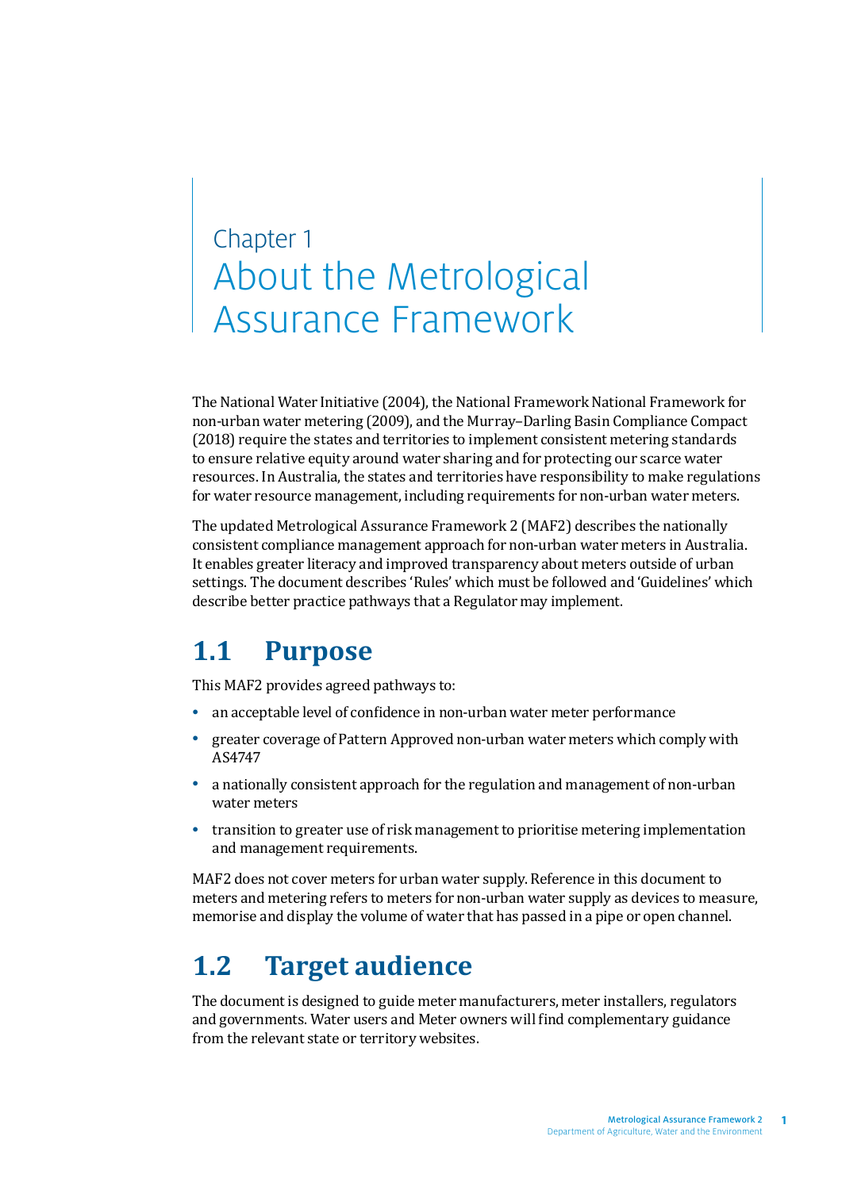# Chapter 1 About the Metrological Assurance Framework

The National Water Initiative (2004), the National Framework National Framework for non-urban water metering (2009), and the Murray–Darling Basin Compliance Compact (2018) require the states and territories to implement consistent metering standards to ensure relative equity around water sharing and for protecting our scarce water resources. In Australia, the states and territories have responsibility to make regulations for water resource management, including requirements for non-urban water meters.

The updated Metrological Assurance Framework 2 (MAF2) describes the nationally consistent compliance management approach for non-urban water meters in Australia. It enables greater literacy and improved transparency about meters outside of urban settings. The document describes 'Rules' which must be followed and 'Guidelines' which describe better practice pathways that a Regulator may implement.

## 1.1 Purpose

This MAF2 provides agreed pathways to:

- an acceptable level of confidence in non-urban water meter performance
- greater coverage of Pattern Approved non-urban water meters which comply with AS4747
- a nationally consistent approach for the regulation and management of non-urban water meters
- transition to greater use of risk management to prioritise metering implementation and management requirements.

MAF2 does not cover meters for urban water supply. Reference in this document to meters and metering refers to meters for non-urban water supply as devices to measure, memorise and display the volume of water that has passed in a pipe or open channel.

## 1.2 Target audience

The document is designed to guide meter manufacturers, meter installers, regulators and governments. Water users and Meter owners will find complementary guidance from the relevant state or territory websites.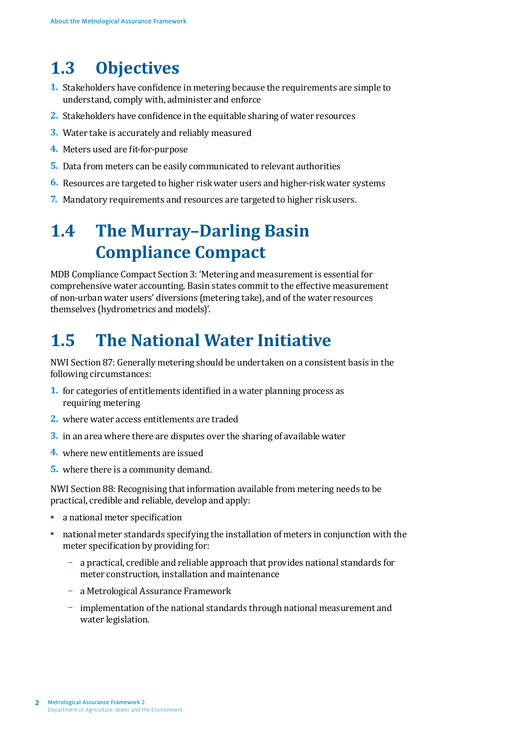## 1.3 Objectives

1. Stakeholders have confidence in metering because the requirements are simple to understand, comply with, administer and enforce
2. Stakeholders have confidence in the equitable sharing of water resources
3. Water take is accurately and reliably measured
4. Meters used are fit-for-purpose
5. Data from meters can be easily communicated to relevant authorities
6. Resources are targeted to higher risk water users and higher-risk water systems
7. Mandatory requirements and resources are targeted to higher risk users.

## 1.4 The Murray–Darling Basin Compliance Compact

MDB Compliance Compact Section 3: 'Metering and measurement is essential for comprehensive water accounting. Basin states commit to the effective measurement of non-urban water users' diversions (metering take), and of the water resources themselves (hydrometrics and models)'.

## 1.5 The National Water Initiative

NWI Section 87: Generally metering should be undertaken on a consistent basis in the following circumstances:

1. for categories of entitlements identified in a water planning process as requiring metering
2. where water access entitlements are traded
3. in an area where there are disputes over the sharing of available water
4. where new entitlements are issued
5. where there is a community demand.

NWI Section 88: Recognising that information available from metering needs to be practical, credible and reliable, develop and apply:

- a national meter specification
- national meter standards specifying the installation of meters in conjunction with the meter specification by providing for:
  - a practical, credible and reliable approach that provides national standards for meter construction, installation and maintenance
  - a Metrological Assurance Framework
  - implementation of the national standards through national measurement and water legislation.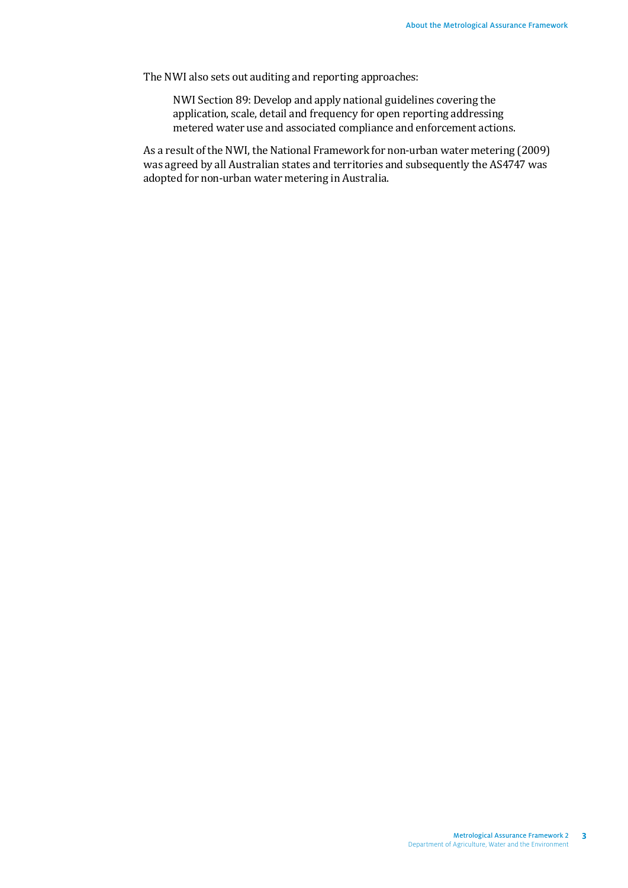The NWI also sets out auditing and reporting approaches:

> NWI Section 89: Develop and apply national guidelines covering the application, scale, detail and frequency for open reporting addressing metered water use and associated compliance and enforcement actions.

As a result of the NWI, the National Framework for non-urban water metering (2009) was agreed by all Australian states and territories and subsequently the AS4747 was adopted for non-urban water metering in Australia.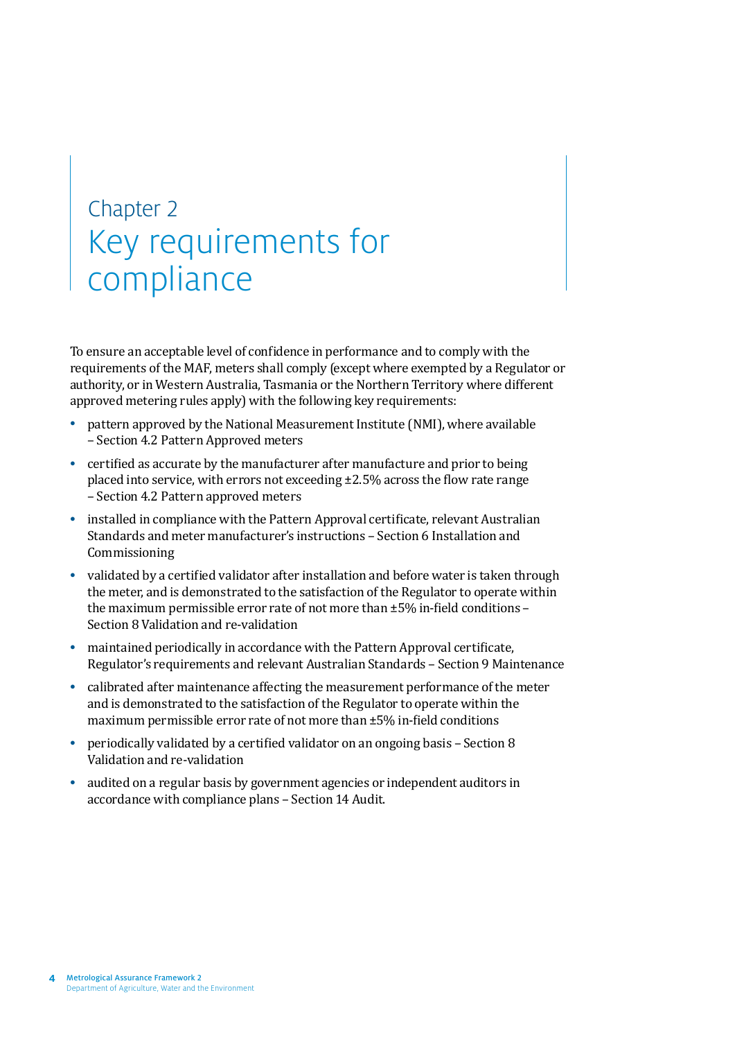# Chapter 2 Key requirements for compliance

To ensure an acceptable level of confidence in performance and to comply with the requirements of the MAF, meters shall comply (except where exempted by a Regulator or authority, or in Western Australia, Tasmania or the Northern Territory where different approved metering rules apply) with the following key requirements:

- pattern approved by the National Measurement Institute (NMI), where available – Section 4.2 Pattern Approved meters
- certified as accurate by the manufacturer after manufacture and prior to being placed into service, with errors not exceeding ±2.5% across the flow rate range – Section 4.2 Pattern approved meters
- installed in compliance with the Pattern Approval certificate, relevant Australian Standards and meter manufacturer's instructions – Section 6 Installation and Commissioning
- validated by a certified validator after installation and before water is taken through the meter, and is demonstrated to the satisfaction of the Regulator to operate within the maximum permissible error rate of not more than ±5% in-field conditions – Section 8 Validation and re-validation
- maintained periodically in accordance with the Pattern Approval certificate, Regulator's requirements and relevant Australian Standards – Section 9 Maintenance
- calibrated after maintenance affecting the measurement performance of the meter and is demonstrated to the satisfaction of the Regulator to operate within the maximum permissible error rate of not more than ±5% in-field conditions
- periodically validated by a certified validator on an ongoing basis – Section 8 Validation and re-validation
- audited on a regular basis by government agencies or independent auditors in accordance with compliance plans – Section 14 Audit.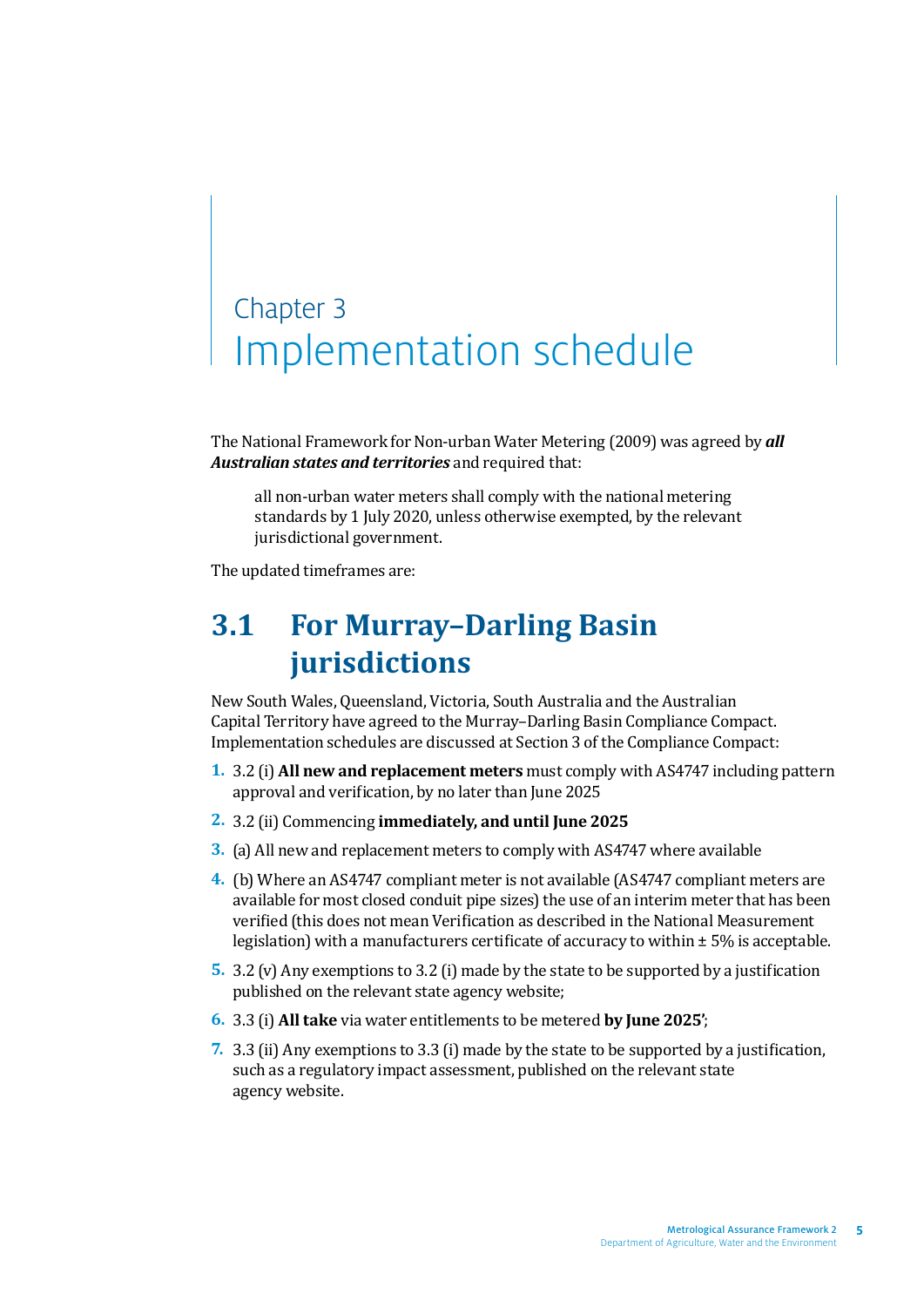Chapter 3

# Implementation schedule

The National Framework for Non-urban Water Metering (2009) was agreed by ***all Australian states and territories*** and required that:

> all non-urban water meters shall comply with the national metering standards by 1 July 2020, unless otherwise exempted, by the relevant jurisdictional government.

The updated timeframes are:

## 3.1 For Murray–Darling Basin jurisdictions

New South Wales, Queensland, Victoria, South Australia and the Australian Capital Territory have agreed to the Murray–Darling Basin Compliance Compact. Implementation schedules are discussed at Section 3 of the Compliance Compact:

1. 3.2 (i) **All new and replacement meters** must comply with AS4747 including pattern approval and verification, by no later than June 2025
2. 3.2 (ii) Commencing **immediately, and until June 2025**
3. (a) All new and replacement meters to comply with AS4747 where available
4. (b) Where an AS4747 compliant meter is not available (AS4747 compliant meters are available for most closed conduit pipe sizes) the use of an interim meter that has been verified (this does not mean Verification as described in the National Measurement legislation) with a manufacturers certificate of accuracy to within ± 5% is acceptable.
5. 3.2 (v) Any exemptions to 3.2 (i) made by the state to be supported by a justification published on the relevant state agency website;
6. 3.3 (i) **All take** via water entitlements to be metered **by June 2025'**;
7. 3.3 (ii) Any exemptions to 3.3 (i) made by the state to be supported by a justification, such as a regulatory impact assessment, published on the relevant state agency website.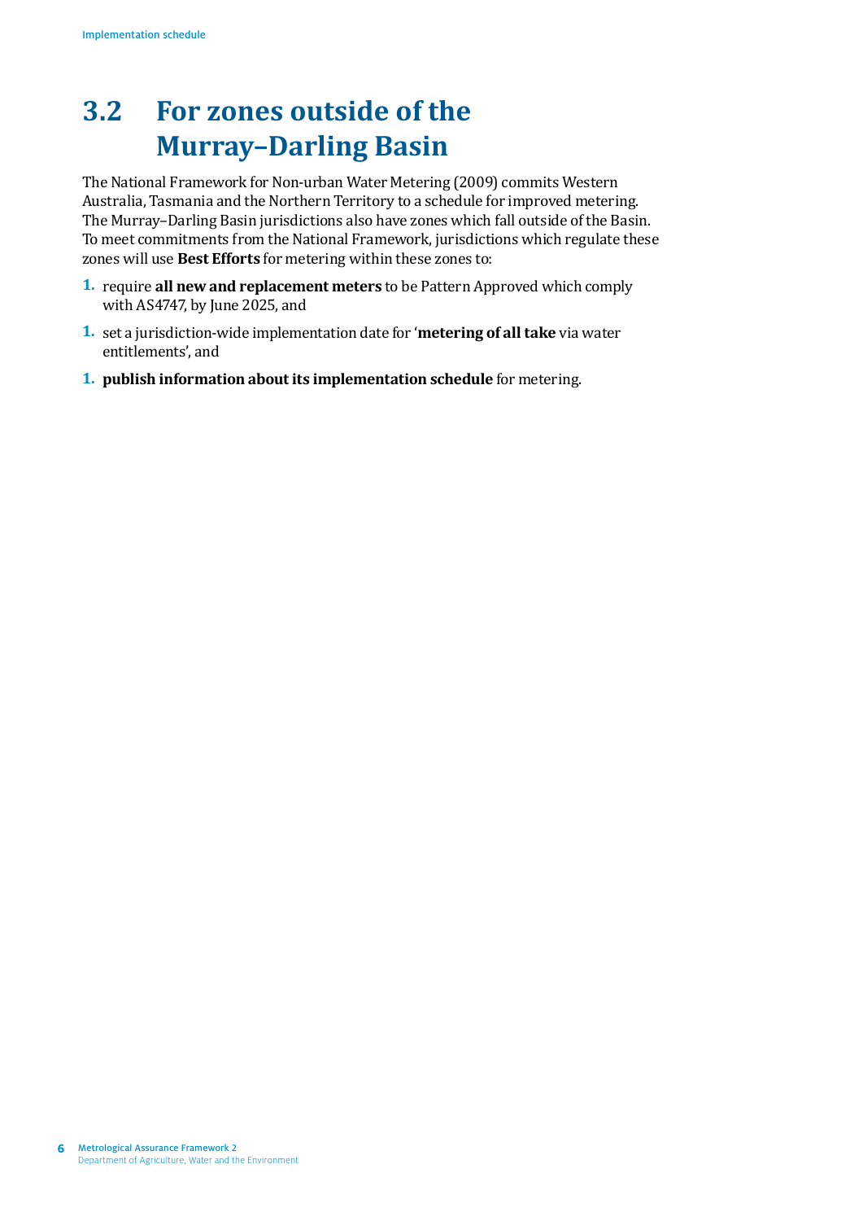## 3.2 For zones outside of the Murray–Darling Basin

The National Framework for Non-urban Water Metering (2009) commits Western Australia, Tasmania and the Northern Territory to a schedule for improved metering. The Murray–Darling Basin jurisdictions also have zones which fall outside of the Basin. To meet commitments from the National Framework, jurisdictions which regulate these zones will use **Best Efforts** for metering within these zones to:

1. require **all new and replacement meters** to be Pattern Approved which comply with AS4747, by June 2025, and
1. set a jurisdiction-wide implementation date for '**metering of all take** via water entitlements', and
1. **publish information about its implementation schedule** for metering.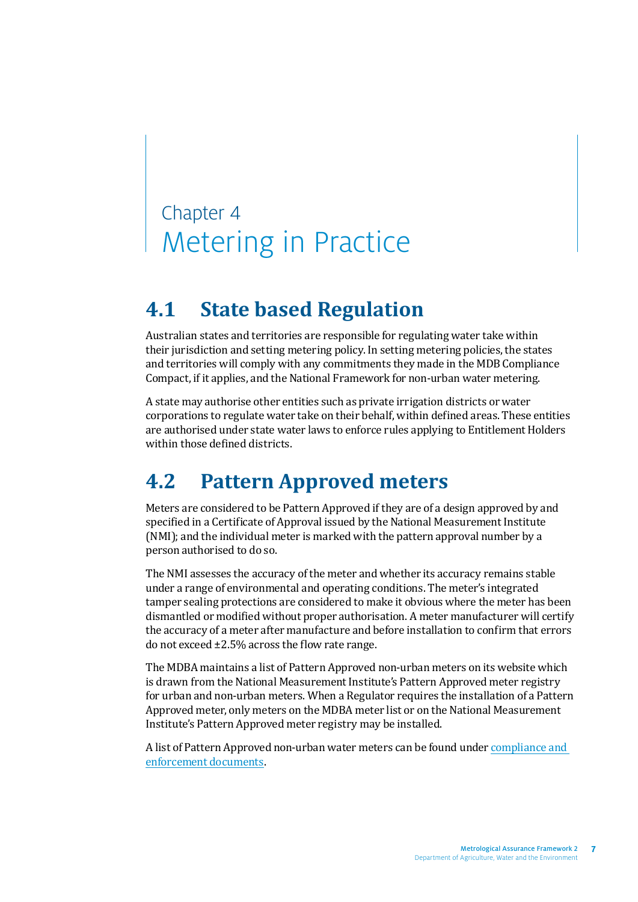# Chapter 4
# Metering in Practice

## 4.1 State based Regulation

Australian states and territories are responsible for regulating water take within their jurisdiction and setting metering policy. In setting metering policies, the states and territories will comply with any commitments they made in the MDB Compliance Compact, if it applies, and the National Framework for non-urban water metering.

A state may authorise other entities such as private irrigation districts or water corporations to regulate water take on their behalf, within defined areas. These entities are authorised under state water laws to enforce rules applying to Entitlement Holders within those defined districts.

## 4.2 Pattern Approved meters

Meters are considered to be Pattern Approved if they are of a design approved by and specified in a Certificate of Approval issued by the National Measurement Institute (NMI); and the individual meter is marked with the pattern approval number by a person authorised to do so.

The NMI assesses the accuracy of the meter and whether its accuracy remains stable under a range of environmental and operating conditions. The meter's integrated tamper sealing protections are considered to make it obvious where the meter has been dismantled or modified without proper authorisation. A meter manufacturer will certify the accuracy of a meter after manufacture and before installation to confirm that errors do not exceed ±2.5% across the flow rate range.

The MDBA maintains a list of Pattern Approved non-urban meters on its website which is drawn from the National Measurement Institute's Pattern Approved meter registry for urban and non-urban meters. When a Regulator requires the installation of a Pattern Approved meter, only meters on the MDBA meter list or on the National Measurement Institute's Pattern Approved meter registry may be installed.

A list of Pattern Approved non-urban water meters can be found under compliance and enforcement documents.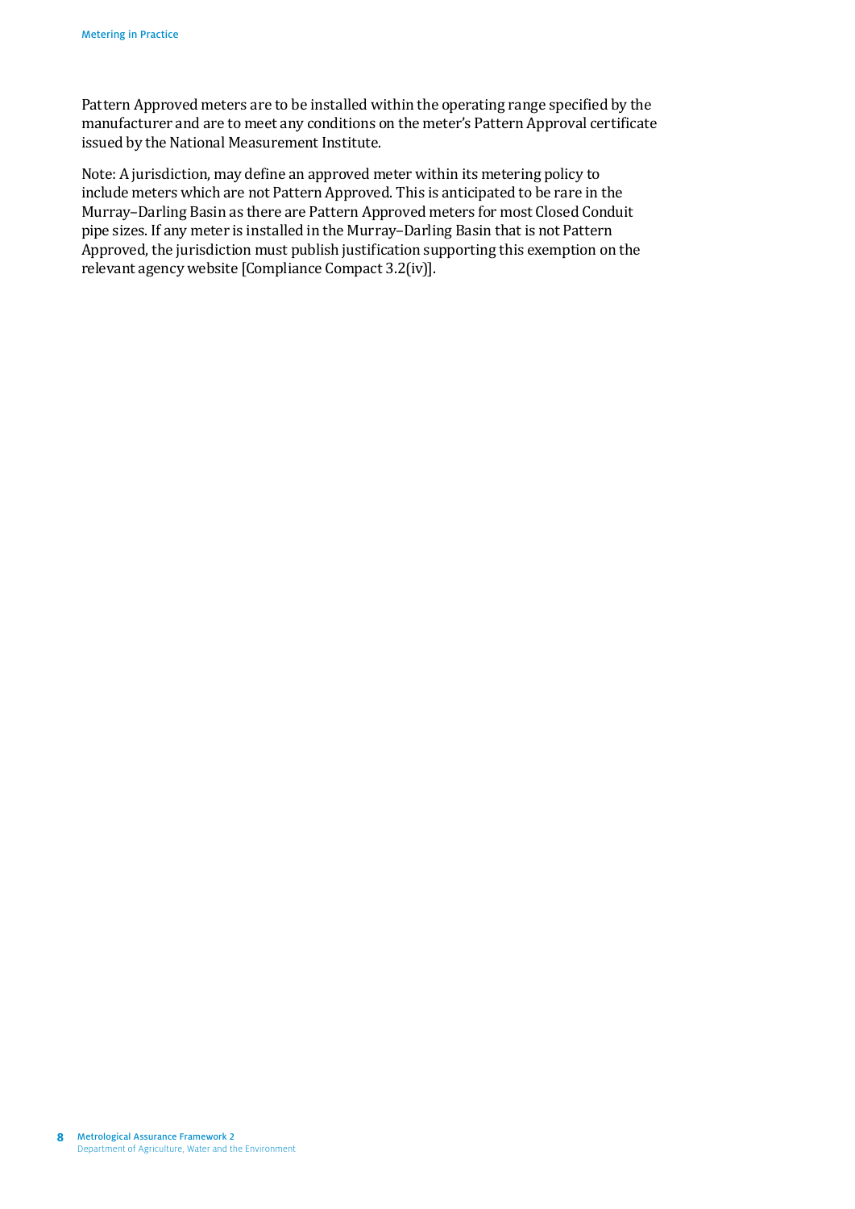Pattern Approved meters are to be installed within the operating range specified by the manufacturer and are to meet any conditions on the meter's Pattern Approval certificate issued by the National Measurement Institute.

Note: A jurisdiction, may define an approved meter within its metering policy to include meters which are not Pattern Approved. This is anticipated to be rare in the Murray–Darling Basin as there are Pattern Approved meters for most Closed Conduit pipe sizes. If any meter is installed in the Murray–Darling Basin that is not Pattern Approved, the jurisdiction must publish justification supporting this exemption on the relevant agency website [Compliance Compact 3.2(iv)].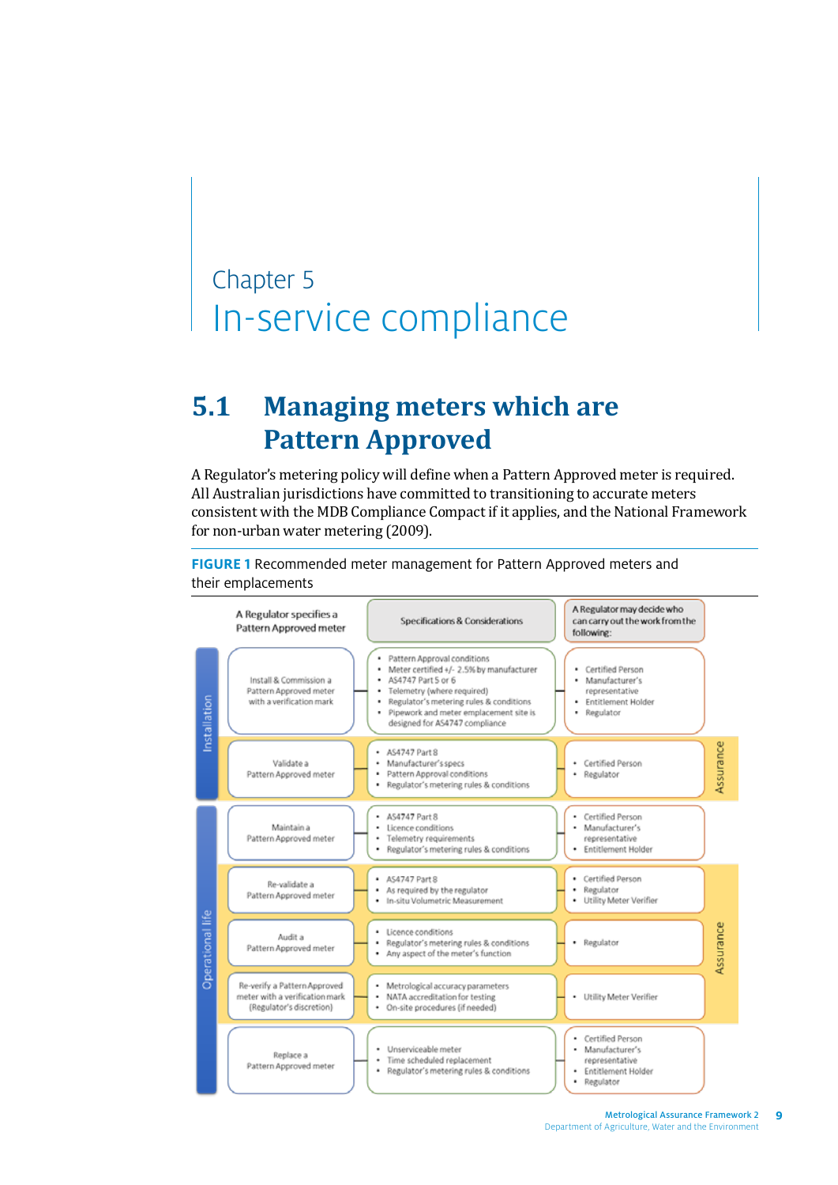# Chapter 5
# In-service compliance

## 5.1 Managing meters which are Pattern Approved

A Regulator's metering policy will define when a Pattern Approved meter is required. All Australian jurisdictions have committed to transitioning to accurate meters consistent with the MDB Compliance Compact if it applies, and the National Framework for non-urban water metering (2009).

**FIGURE 1** Recommended meter management for Pattern Approved meters and their emplacements

| Phase | A Regulator specifies a Pattern Approved meter | Specifications & Considerations | A Regulator may decide who can carry out the work from the following: | |
|---|---|---|---|---|
| Installation | Install & Commission a Pattern Approved meter with a verification mark | • Pattern Approval conditions<br>• Meter certified +/- 2.5% by manufacturer<br>• AS4747 Part 5 or 6<br>• Telemetry (where required)<br>• Regulator's metering rules & conditions<br>• Pipework and meter emplacement site is designed for AS4747 compliance | • Certified Person<br>• Manufacturer's representative<br>• Entitlement Holder<br>• Regulator | |
| Installation | Validate a Pattern Approved meter | • AS4747 Part 8<br>• Manufacturer's specs<br>• Pattern Approval conditions<br>• Regulator's metering rules & conditions | • Certified Person<br>• Regulator | Assurance |
| Operational life | Maintain a Pattern Approved meter | • AS4747 Part 8<br>• Licence conditions<br>• Telemetry requirements<br>• Regulator's metering rules & conditions | • Certified Person<br>• Manufacturer's representative<br>• Entitlement Holder | |
| Operational life | Re-validate a Pattern Approved meter | • AS4747 Part 8<br>• As required by the regulator<br>• In-situ Volumetric Measurement | • Certified Person<br>• Regulator<br>• Utility Meter Verifier | Assurance |
| Operational life | Audit a Pattern Approved meter | • Licence conditions<br>• Regulator's metering rules & conditions<br>• Any aspect of the meter's function | • Regulator | Assurance |
| Operational life | Re-verify a Pattern Approved meter with a verification mark (Regulator's discretion) | • Metrological accuracy parameters<br>• NATA accreditation for testing<br>• On-site procedures (if needed) | • Utility Meter Verifier | Assurance |
| Operational life | Replace a Pattern Approved meter | • Unserviceable meter<br>• Time scheduled replacement<br>• Regulator's metering rules & conditions | • Certified Person<br>• Manufacturer's representative<br>• Entitlement Holder<br>• Regulator | |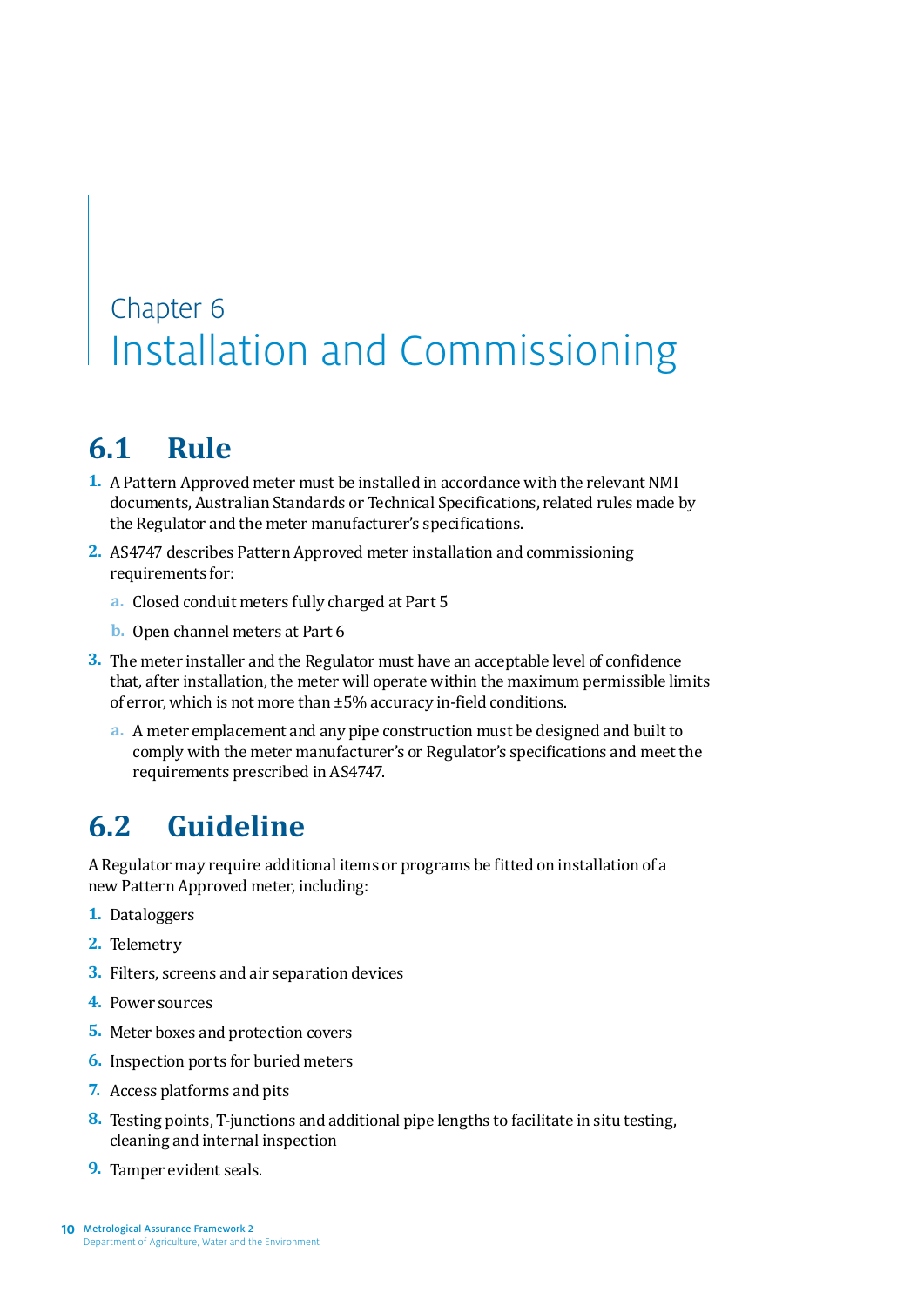# Chapter 6 Installation and Commissioning

## 6.1 Rule

1. A Pattern Approved meter must be installed in accordance with the relevant NMI documents, Australian Standards or Technical Specifications, related rules made by the Regulator and the meter manufacturer's specifications.
2. AS4747 describes Pattern Approved meter installation and commissioning requirements for:
   a. Closed conduit meters fully charged at Part 5
   b. Open channel meters at Part 6
3. The meter installer and the Regulator must have an acceptable level of confidence that, after installation, the meter will operate within the maximum permissible limits of error, which is not more than ±5% accuracy in-field conditions.
   a. A meter emplacement and any pipe construction must be designed and built to comply with the meter manufacturer's or Regulator's specifications and meet the requirements prescribed in AS4747.

## 6.2 Guideline

A Regulator may require additional items or programs be fitted on installation of a new Pattern Approved meter, including:

1. Dataloggers
2. Telemetry
3. Filters, screens and air separation devices
4. Power sources
5. Meter boxes and protection covers
6. Inspection ports for buried meters
7. Access platforms and pits
8. Testing points, T-junctions and additional pipe lengths to facilitate in situ testing, cleaning and internal inspection
9. Tamper evident seals.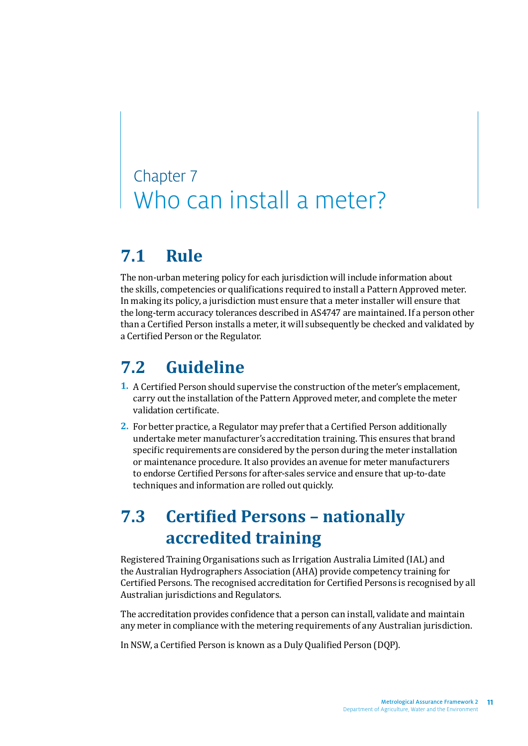# Chapter 7
# Who can install a meter?

## 7.1 Rule

The non-urban metering policy for each jurisdiction will include information about the skills, competencies or qualifications required to install a Pattern Approved meter. In making its policy, a jurisdiction must ensure that a meter installer will ensure that the long-term accuracy tolerances described in AS4747 are maintained. If a person other than a Certified Person installs a meter, it will subsequently be checked and validated by a Certified Person or the Regulator.

## 7.2 Guideline

1. A Certified Person should supervise the construction of the meter's emplacement, carry out the installation of the Pattern Approved meter, and complete the meter validation certificate.
2. For better practice, a Regulator may prefer that a Certified Person additionally undertake meter manufacturer's accreditation training. This ensures that brand specific requirements are considered by the person during the meter installation or maintenance procedure. It also provides an avenue for meter manufacturers to endorse Certified Persons for after-sales service and ensure that up-to-date techniques and information are rolled out quickly.

## 7.3 Certified Persons – nationally accredited training

Registered Training Organisations such as Irrigation Australia Limited (IAL) and the Australian Hydrographers Association (AHA) provide competency training for Certified Persons. The recognised accreditation for Certified Persons is recognised by all Australian jurisdictions and Regulators.

The accreditation provides confidence that a person can install, validate and maintain any meter in compliance with the metering requirements of any Australian jurisdiction.

In NSW, a Certified Person is known as a Duly Qualified Person (DQP).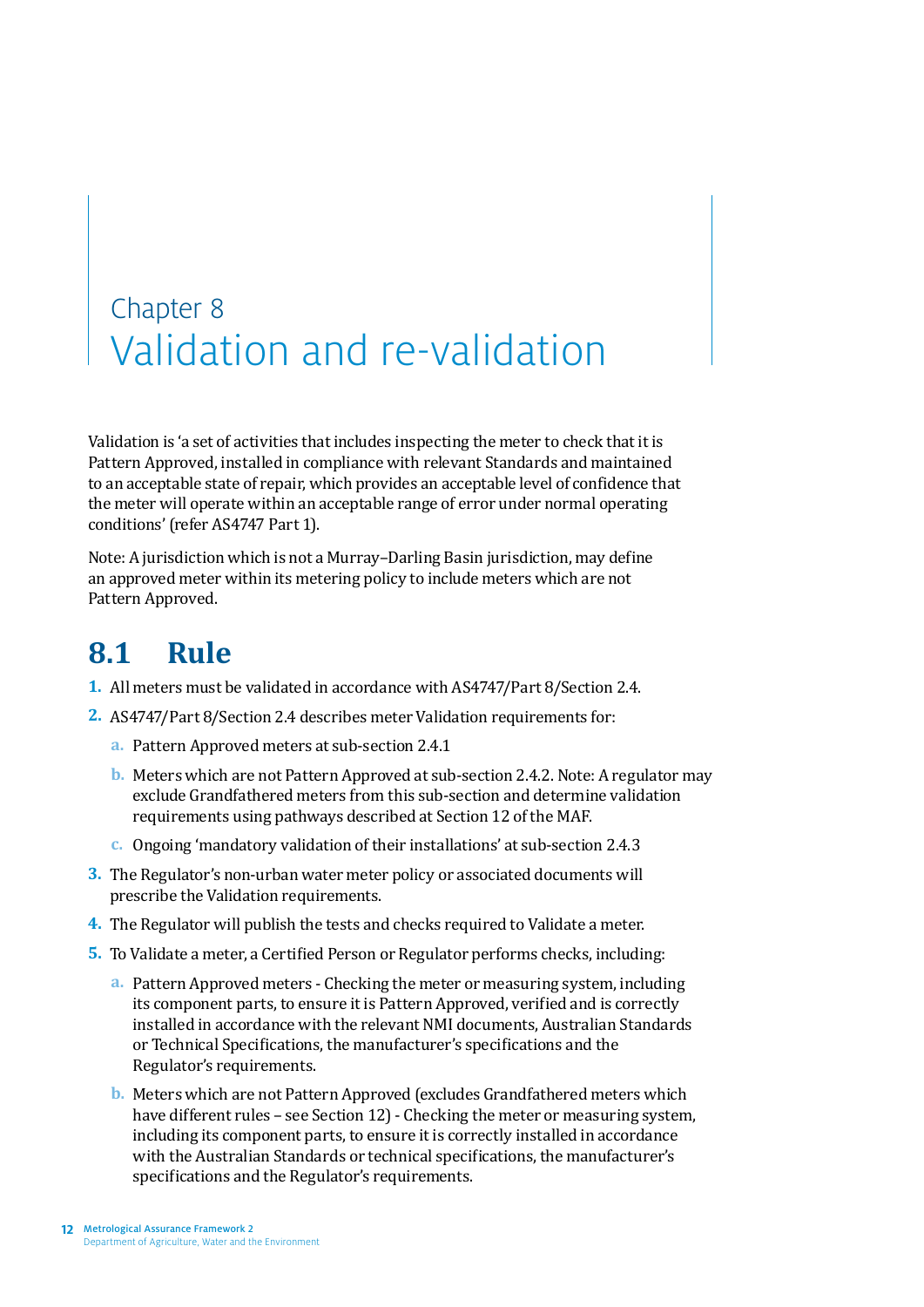# Chapter 8
# Validation and re-validation

Validation is 'a set of activities that includes inspecting the meter to check that it is Pattern Approved, installed in compliance with relevant Standards and maintained to an acceptable state of repair, which provides an acceptable level of confidence that the meter will operate within an acceptable range of error under normal operating conditions' (refer AS4747 Part 1).

Note: A jurisdiction which is not a Murray–Darling Basin jurisdiction, may define an approved meter within its metering policy to include meters which are not Pattern Approved.

## 8.1 Rule

1. All meters must be validated in accordance with AS4747/Part 8/Section 2.4.
2. AS4747/Part 8/Section 2.4 describes meter Validation requirements for:
   a. Pattern Approved meters at sub-section 2.4.1
   b. Meters which are not Pattern Approved at sub-section 2.4.2. Note: A regulator may exclude Grandfathered meters from this sub-section and determine validation requirements using pathways described at Section 12 of the MAF.
   c. Ongoing 'mandatory validation of their installations' at sub-section 2.4.3
3. The Regulator's non-urban water meter policy or associated documents will prescribe the Validation requirements.
4. The Regulator will publish the tests and checks required to Validate a meter.
5. To Validate a meter, a Certified Person or Regulator performs checks, including:
   a. Pattern Approved meters - Checking the meter or measuring system, including its component parts, to ensure it is Pattern Approved, verified and is correctly installed in accordance with the relevant NMI documents, Australian Standards or Technical Specifications, the manufacturer's specifications and the Regulator's requirements.
   b. Meters which are not Pattern Approved (excludes Grandfathered meters which have different rules – see Section 12) - Checking the meter or measuring system, including its component parts, to ensure it is correctly installed in accordance with the Australian Standards or technical specifications, the manufacturer's specifications and the Regulator's requirements.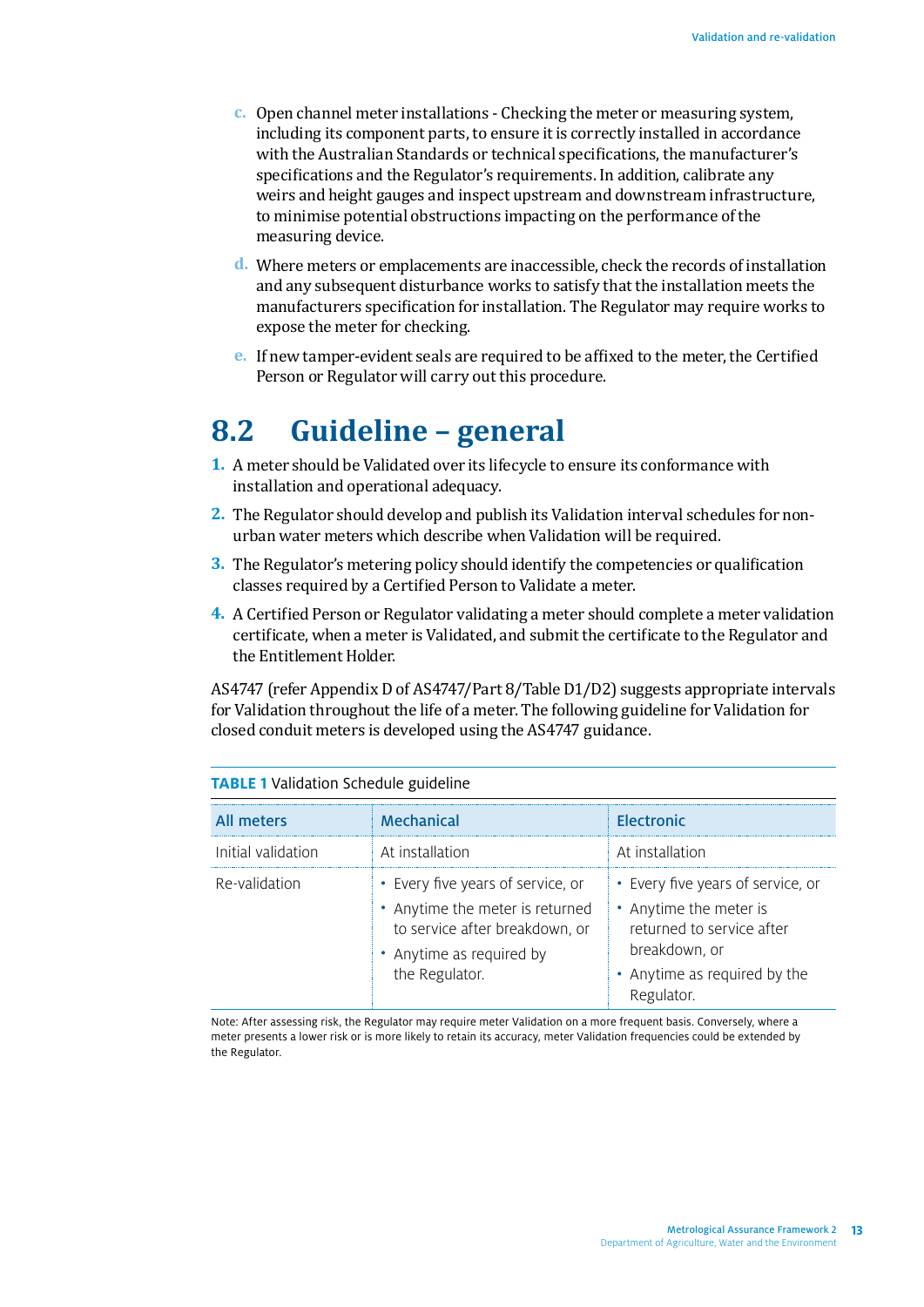c. Open channel meter installations - Checking the meter or measuring system, including its component parts, to ensure it is correctly installed in accordance with the Australian Standards or technical specifications, the manufacturer's specifications and the Regulator's requirements. In addition, calibrate any weirs and height gauges and inspect upstream and downstream infrastructure, to minimise potential obstructions impacting on the performance of the measuring device.

d. Where meters or emplacements are inaccessible, check the records of installation and any subsequent disturbance works to satisfy that the installation meets the manufacturers specification for installation. The Regulator may require works to expose the meter for checking.

e. If new tamper-evident seals are required to be affixed to the meter, the Certified Person or Regulator will carry out this procedure.

## 8.2 Guideline – general

1. A meter should be Validated over its lifecycle to ensure its conformance with installation and operational adequacy.
2. The Regulator should develop and publish its Validation interval schedules for non-urban water meters which describe when Validation will be required.
3. The Regulator's metering policy should identify the competencies or qualification classes required by a Certified Person to Validate a meter.
4. A Certified Person or Regulator validating a meter should complete a meter validation certificate, when a meter is Validated, and submit the certificate to the Regulator and the Entitlement Holder.

AS4747 (refer Appendix D of AS4747/Part 8/Table D1/D2) suggests appropriate intervals for Validation throughout the life of a meter. The following guideline for Validation for closed conduit meters is developed using the AS4747 guidance.

**TABLE 1** Validation Schedule guideline

| All meters | Mechanical | Electronic |
|---|---|---|
| Initial validation | At installation | At installation |
| Re-validation | • Every five years of service, or<br>• Anytime the meter is returned to service after breakdown, or<br>• Anytime as required by the Regulator. | • Every five years of service, or<br>• Anytime the meter is returned to service after breakdown, or<br>• Anytime as required by the Regulator. |

Note: After assessing risk, the Regulator may require meter Validation on a more frequent basis. Conversely, where a meter presents a lower risk or is more likely to retain its accuracy, meter Validation frequencies could be extended by the Regulator.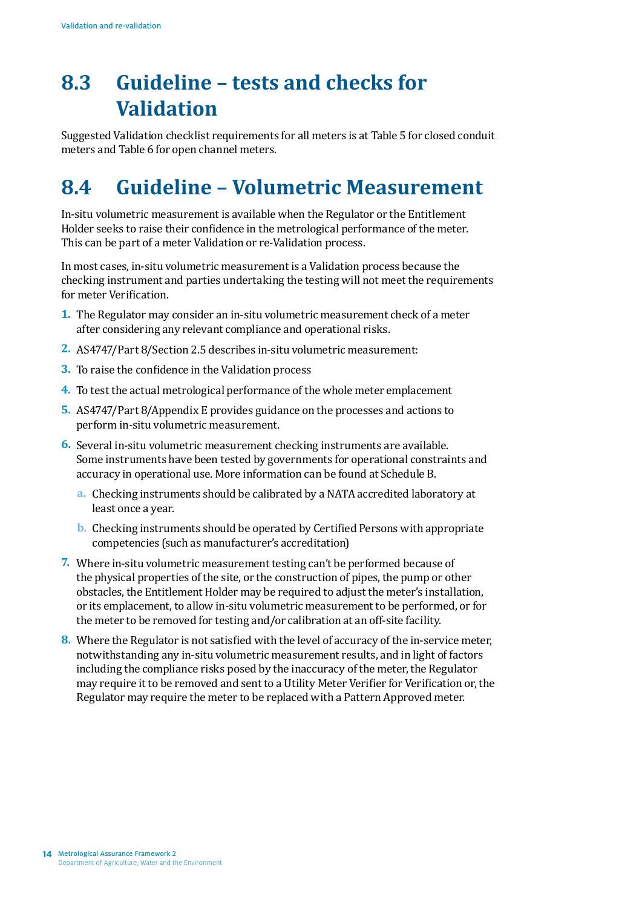## 8.3 Guideline – tests and checks for Validation

Suggested Validation checklist requirements for all meters is at Table 5 for closed conduit meters and Table 6 for open channel meters.

## 8.4 Guideline – Volumetric Measurement

In-situ volumetric measurement is available when the Regulator or the Entitlement Holder seeks to raise their confidence in the metrological performance of the meter. This can be part of a meter Validation or re-Validation process.

In most cases, in-situ volumetric measurement is a Validation process because the checking instrument and parties undertaking the testing will not meet the requirements for meter Verification.

1. The Regulator may consider an in-situ volumetric measurement check of a meter after considering any relevant compliance and operational risks.
2. AS4747/Part 8/Section 2.5 describes in-situ volumetric measurement:
3. To raise the confidence in the Validation process
4. To test the actual metrological performance of the whole meter emplacement
5. AS4747/Part 8/Appendix E provides guidance on the processes and actions to perform in-situ volumetric measurement.
6. Several in-situ volumetric measurement checking instruments are available. Some instruments have been tested by governments for operational constraints and accuracy in operational use. More information can be found at Schedule B.
   a. Checking instruments should be calibrated by a NATA accredited laboratory at least once a year.
   b. Checking instruments should be operated by Certified Persons with appropriate competencies (such as manufacturer's accreditation)
7. Where in-situ volumetric measurement testing can't be performed because of the physical properties of the site, or the construction of pipes, the pump or other obstacles, the Entitlement Holder may be required to adjust the meter's installation, or its emplacement, to allow in-situ volumetric measurement to be performed, or for the meter to be removed for testing and/or calibration at an off-site facility.
8. Where the Regulator is not satisfied with the level of accuracy of the in-service meter, notwithstanding any in-situ volumetric measurement results, and in light of factors including the compliance risks posed by the inaccuracy of the meter, the Regulator may require it to be removed and sent to a Utility Meter Verifier for Verification or, the Regulator may require the meter to be replaced with a Pattern Approved meter.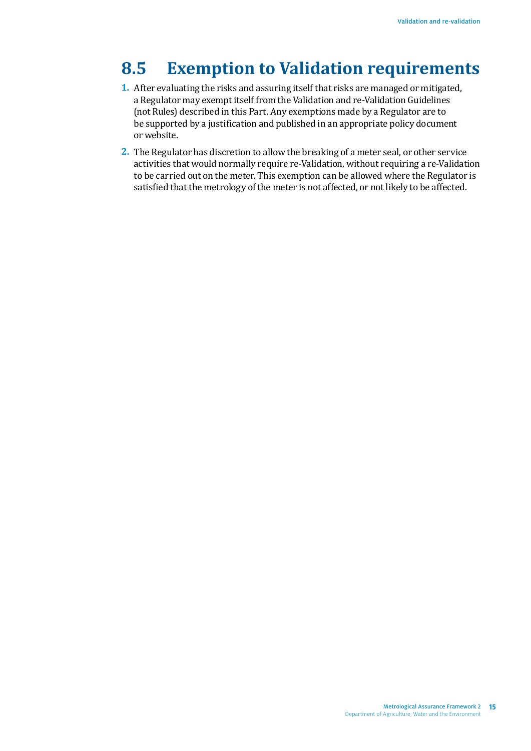## 8.5 Exemption to Validation requirements

1. After evaluating the risks and assuring itself that risks are managed or mitigated, a Regulator may exempt itself from the Validation and re-Validation Guidelines (not Rules) described in this Part. Any exemptions made by a Regulator are to be supported by a justification and published in an appropriate policy document or website.
2. The Regulator has discretion to allow the breaking of a meter seal, or other service activities that would normally require re-Validation, without requiring a re-Validation to be carried out on the meter. This exemption can be allowed where the Regulator is satisfied that the metrology of the meter is not affected, or not likely to be affected.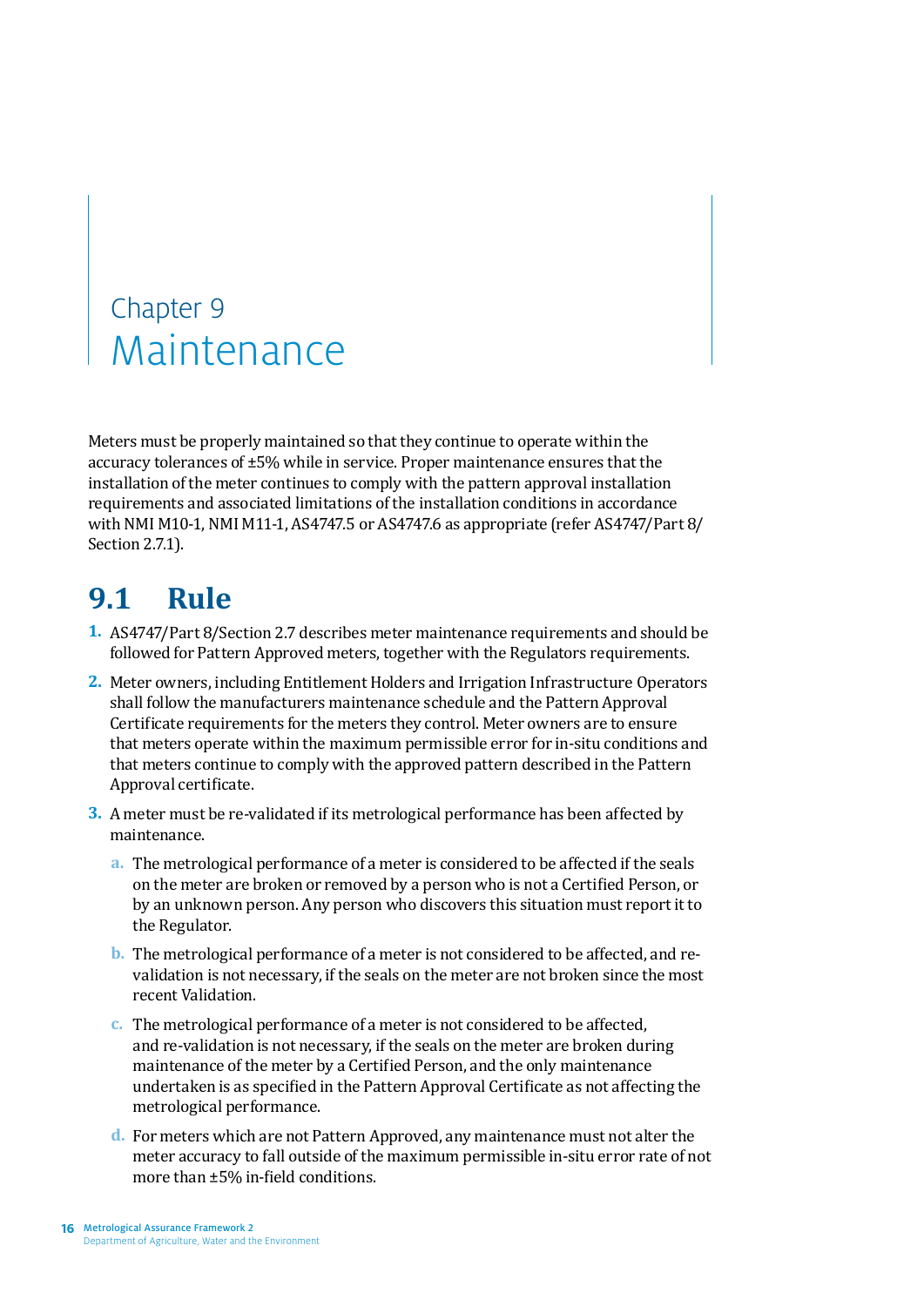# Chapter 9 Maintenance

Meters must be properly maintained so that they continue to operate within the accuracy tolerances of ±5% while in service. Proper maintenance ensures that the installation of the meter continues to comply with the pattern approval installation requirements and associated limitations of the installation conditions in accordance with NMI M10-1, NMI M11-1, AS4747.5 or AS4747.6 as appropriate (refer AS4747/Part 8/ Section 2.7.1).

## 9.1 Rule

1. AS4747/Part 8/Section 2.7 describes meter maintenance requirements and should be followed for Pattern Approved meters, together with the Regulators requirements.
2. Meter owners, including Entitlement Holders and Irrigation Infrastructure Operators shall follow the manufacturers maintenance schedule and the Pattern Approval Certificate requirements for the meters they control. Meter owners are to ensure that meters operate within the maximum permissible error for in-situ conditions and that meters continue to comply with the approved pattern described in the Pattern Approval certificate.
3. A meter must be re-validated if its metrological performance has been affected by maintenance.
   a. The metrological performance of a meter is considered to be affected if the seals on the meter are broken or removed by a person who is not a Certified Person, or by an unknown person. Any person who discovers this situation must report it to the Regulator.
   b. The metrological performance of a meter is not considered to be affected, and re-validation is not necessary, if the seals on the meter are not broken since the most recent Validation.
   c. The metrological performance of a meter is not considered to be affected, and re-validation is not necessary, if the seals on the meter are broken during maintenance of the meter by a Certified Person, and the only maintenance undertaken is as specified in the Pattern Approval Certificate as not affecting the metrological performance.
   d. For meters which are not Pattern Approved, any maintenance must not alter the meter accuracy to fall outside of the maximum permissible in-situ error rate of not more than ±5% in-field conditions.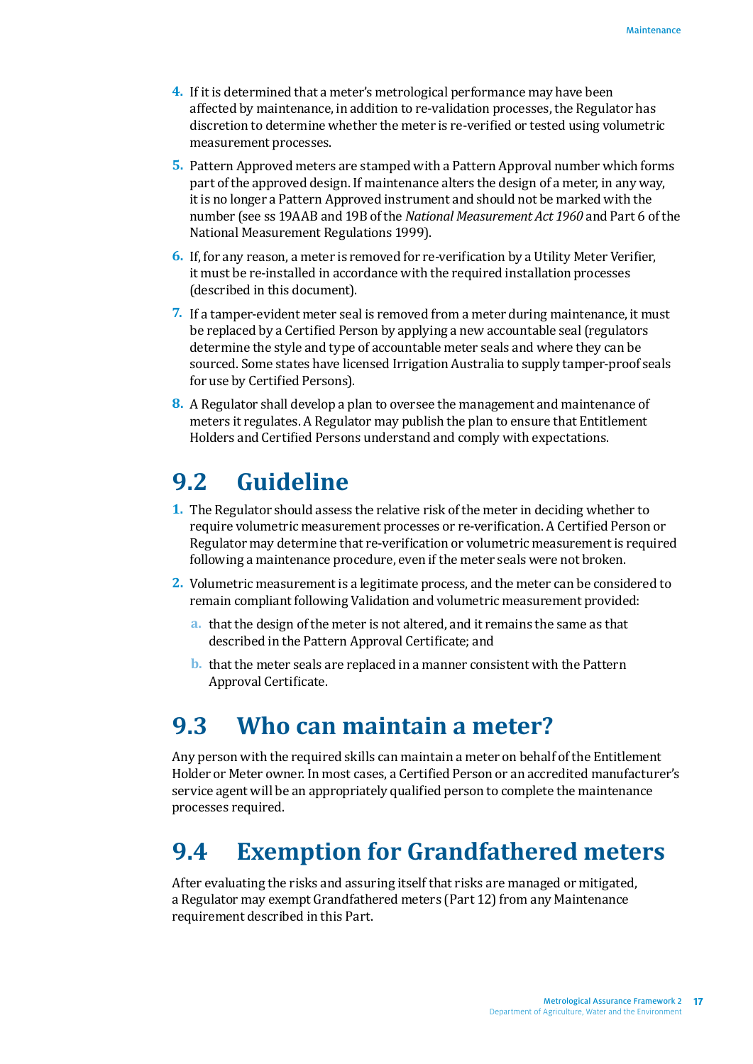4. If it is determined that a meter's metrological performance may have been affected by maintenance, in addition to re-validation processes, the Regulator has discretion to determine whether the meter is re-verified or tested using volumetric measurement processes.
5. Pattern Approved meters are stamped with a Pattern Approval number which forms part of the approved design. If maintenance alters the design of a meter, in any way, it is no longer a Pattern Approved instrument and should not be marked with the number (see ss 19AAB and 19B of the *National Measurement Act 1960* and Part 6 of the National Measurement Regulations 1999).
6. If, for any reason, a meter is removed for re-verification by a Utility Meter Verifier, it must be re-installed in accordance with the required installation processes (described in this document).
7. If a tamper-evident meter seal is removed from a meter during maintenance, it must be replaced by a Certified Person by applying a new accountable seal (regulators determine the style and type of accountable meter seals and where they can be sourced. Some states have licensed Irrigation Australia to supply tamper-proof seals for use by Certified Persons).
8. A Regulator shall develop a plan to oversee the management and maintenance of meters it regulates. A Regulator may publish the plan to ensure that Entitlement Holders and Certified Persons understand and comply with expectations.

## 9.2 Guideline

1. The Regulator should assess the relative risk of the meter in deciding whether to require volumetric measurement processes or re-verification. A Certified Person or Regulator may determine that re-verification or volumetric measurement is required following a maintenance procedure, even if the meter seals were not broken.
2. Volumetric measurement is a legitimate process, and the meter can be considered to remain compliant following Validation and volumetric measurement provided:
   a. that the design of the meter is not altered, and it remains the same as that described in the Pattern Approval Certificate; and
   b. that the meter seals are replaced in a manner consistent with the Pattern Approval Certificate.

## 9.3 Who can maintain a meter?

Any person with the required skills can maintain a meter on behalf of the Entitlement Holder or Meter owner. In most cases, a Certified Person or an accredited manufacturer's service agent will be an appropriately qualified person to complete the maintenance processes required.

## 9.4 Exemption for Grandfathered meters

After evaluating the risks and assuring itself that risks are managed or mitigated, a Regulator may exempt Grandfathered meters (Part 12) from any Maintenance requirement described in this Part.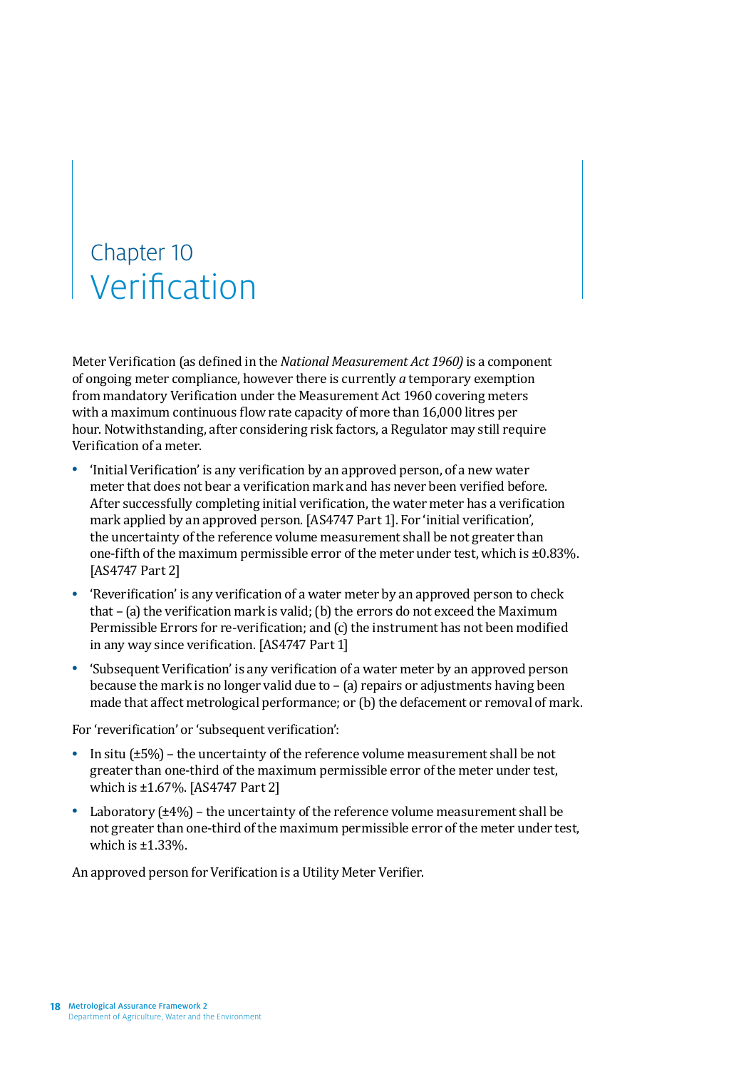# Chapter 10 Verification

Meter Verification (as defined in the *National Measurement Act 1960)* is a component of ongoing meter compliance, however there is currently *a* temporary exemption from mandatory Verification under the Measurement Act 1960 covering meters with a maximum continuous flow rate capacity of more than 16,000 litres per hour. Notwithstanding, after considering risk factors, a Regulator may still require Verification of a meter.

- 'Initial Verification' is any verification by an approved person, of a new water meter that does not bear a verification mark and has never been verified before. After successfully completing initial verification, the water meter has a verification mark applied by an approved person. [AS4747 Part 1]. For 'initial verification', the uncertainty of the reference volume measurement shall be not greater than one-fifth of the maximum permissible error of the meter under test, which is ±0.83%. [AS4747 Part 2]
- 'Reverification' is any verification of a water meter by an approved person to check that – (a) the verification mark is valid; (b) the errors do not exceed the Maximum Permissible Errors for re-verification; and (c) the instrument has not been modified in any way since verification. [AS4747 Part 1]
- 'Subsequent Verification' is any verification of a water meter by an approved person because the mark is no longer valid due to – (a) repairs or adjustments having been made that affect metrological performance; or (b) the defacement or removal of mark.

For 'reverification' or 'subsequent verification':

- In situ (±5%) – the uncertainty of the reference volume measurement shall be not greater than one-third of the maximum permissible error of the meter under test, which is ±1.67%. [AS4747 Part 2]
- Laboratory (±4%) – the uncertainty of the reference volume measurement shall be not greater than one-third of the maximum permissible error of the meter under test, which is ±1.33%.

An approved person for Verification is a Utility Meter Verifier.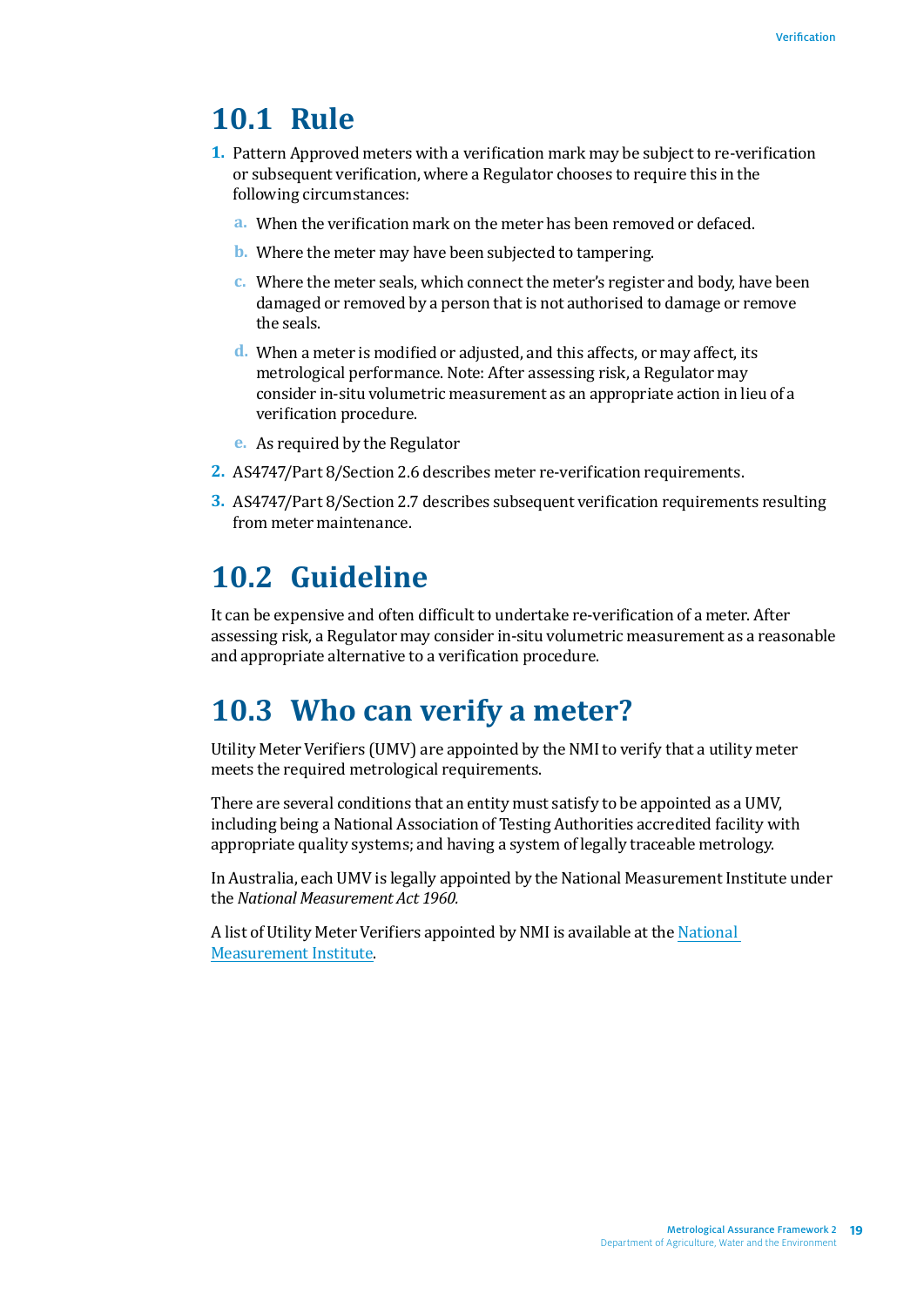## 10.1 Rule

1. Pattern Approved meters with a verification mark may be subject to re-verification or subsequent verification, where a Regulator chooses to require this in the following circumstances:
   a. When the verification mark on the meter has been removed or defaced.
   b. Where the meter may have been subjected to tampering.
   c. Where the meter seals, which connect the meter's register and body, have been damaged or removed by a person that is not authorised to damage or remove the seals.
   d. When a meter is modified or adjusted, and this affects, or may affect, its metrological performance. Note: After assessing risk, a Regulator may consider in-situ volumetric measurement as an appropriate action in lieu of a verification procedure.
   e. As required by the Regulator
2. AS4747/Part 8/Section 2.6 describes meter re-verification requirements.
3. AS4747/Part 8/Section 2.7 describes subsequent verification requirements resulting from meter maintenance.

## 10.2 Guideline

It can be expensive and often difficult to undertake re-verification of a meter. After assessing risk, a Regulator may consider in-situ volumetric measurement as a reasonable and appropriate alternative to a verification procedure.

## 10.3 Who can verify a meter?

Utility Meter Verifiers (UMV) are appointed by the NMI to verify that a utility meter meets the required metrological requirements.

There are several conditions that an entity must satisfy to be appointed as a UMV, including being a National Association of Testing Authorities accredited facility with appropriate quality systems; and having a system of legally traceable metrology.

In Australia, each UMV is legally appointed by the National Measurement Institute under the *National Measurement Act 1960*.

A list of Utility Meter Verifiers appointed by NMI is available at the [National Measurement Institute](#).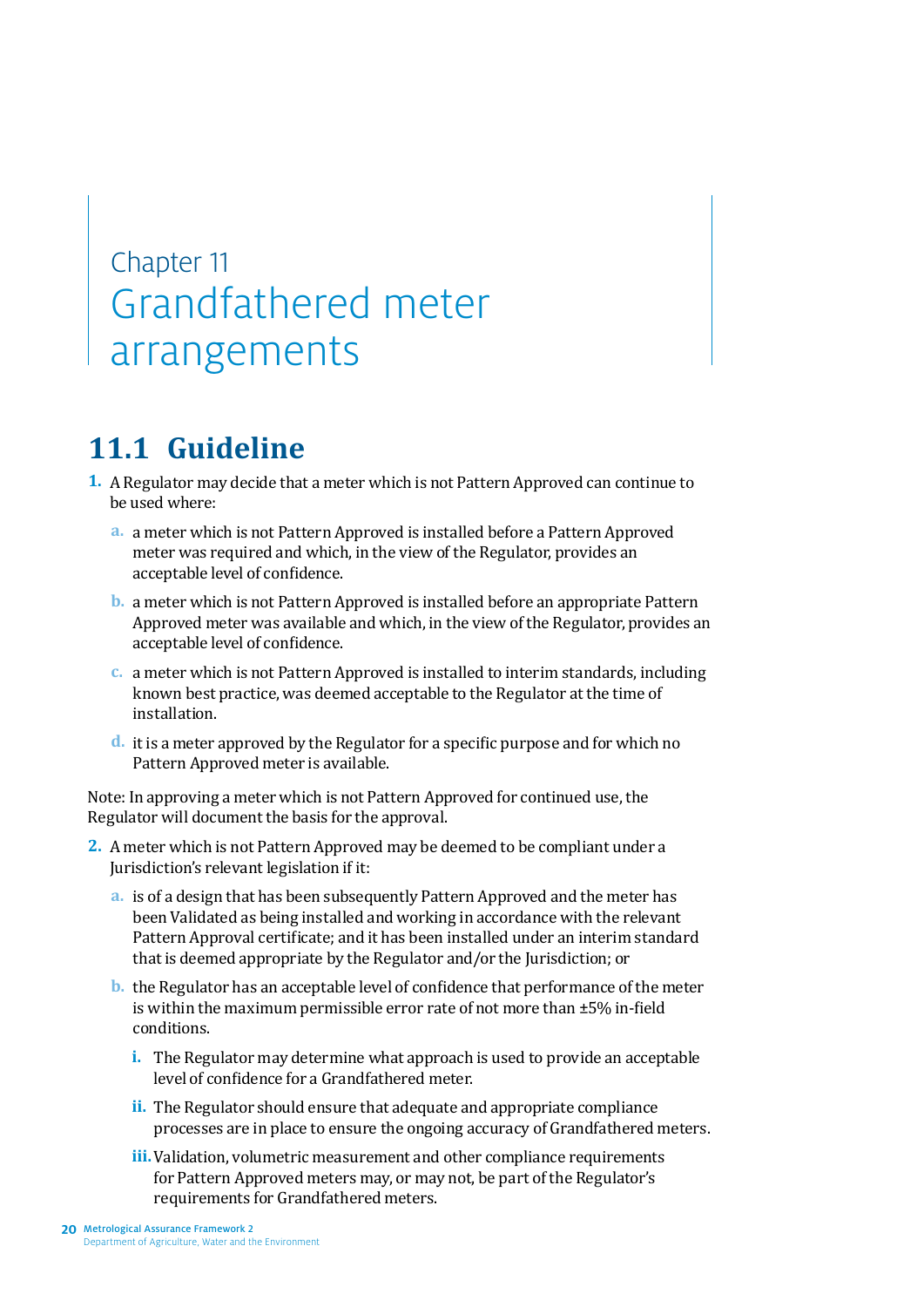# Chapter 11 Grandfathered meter arrangements

## 11.1 Guideline

1. A Regulator may decide that a meter which is not Pattern Approved can continue to be used where:

   a. a meter which is not Pattern Approved is installed before a Pattern Approved meter was required and which, in the view of the Regulator, provides an acceptable level of confidence.

   b. a meter which is not Pattern Approved is installed before an appropriate Pattern Approved meter was available and which, in the view of the Regulator, provides an acceptable level of confidence.

   c. a meter which is not Pattern Approved is installed to interim standards, including known best practice, was deemed acceptable to the Regulator at the time of installation.

   d. it is a meter approved by the Regulator for a specific purpose and for which no Pattern Approved meter is available.

Note: In approving a meter which is not Pattern Approved for continued use, the Regulator will document the basis for the approval.

2. A meter which is not Pattern Approved may be deemed to be compliant under a Jurisdiction's relevant legislation if it:

   a. is of a design that has been subsequently Pattern Approved and the meter has been Validated as being installed and working in accordance with the relevant Pattern Approval certificate; and it has been installed under an interim standard that is deemed appropriate by the Regulator and/or the Jurisdiction; or

   b. the Regulator has an acceptable level of confidence that performance of the meter is within the maximum permissible error rate of not more than ±5% in-field conditions.

      i. The Regulator may determine what approach is used to provide an acceptable level of confidence for a Grandfathered meter.

      ii. The Regulator should ensure that adequate and appropriate compliance processes are in place to ensure the ongoing accuracy of Grandfathered meters.

      iii. Validation, volumetric measurement and other compliance requirements for Pattern Approved meters may, or may not, be part of the Regulator's requirements for Grandfathered meters.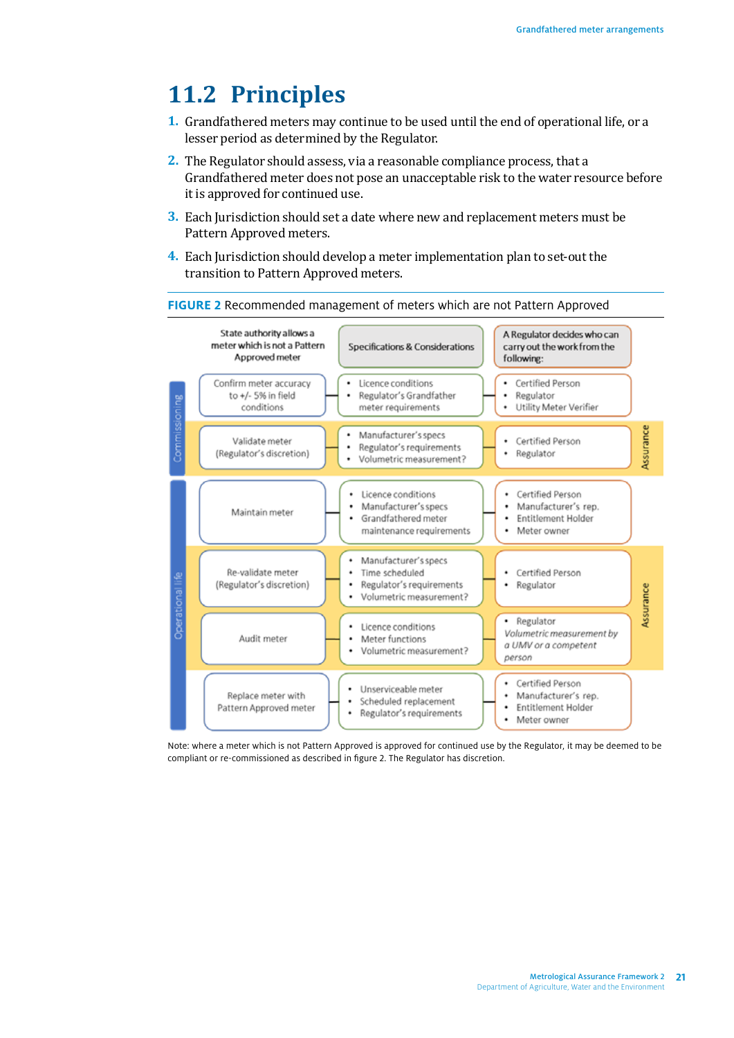## 11.2 Principles

1. Grandfathered meters may continue to be used until the end of operational life, or a lesser period as determined by the Regulator.
2. The Regulator should assess, via a reasonable compliance process, that a Grandfathered meter does not pose an unacceptable risk to the water resource before it is approved for continued use.
3. Each Jurisdiction should set a date where new and replacement meters must be Pattern Approved meters.
4. Each Jurisdiction should develop a meter implementation plan to set-out the transition to Pattern Approved meters.

**FIGURE 2** Recommended management of meters which are not Pattern Approved

| Stage | State authority allows a meter which is not a Pattern Approved meter | Specifications & Considerations | A Regulator decides who can carry out the work from the following: | |
|---|---|---|---|---|
| Commissioning | Confirm meter accuracy to +/- 5% in field conditions | • Licence conditions<br>• Regulator's Grandfather meter requirements | • Certified Person<br>• Regulator<br>• Utility Meter Verifier | |
| Commissioning | Validate meter (Regulator's discretion) | • Manufacturer's specs<br>• Regulator's requirements<br>• Volumetric measurement? | • Certified Person<br>• Regulator | Assurance |
| Operational life | Maintain meter | • Licence conditions<br>• Manufacturer's specs<br>• Grandfathered meter maintenance requirements | • Certified Person<br>• Manufacturer's rep.<br>• Entitlement Holder<br>• Meter owner | |
| Operational life | Re-validate meter (Regulator's discretion) | • Manufacturer's specs<br>• Time scheduled<br>• Regulator's requirements<br>• Volumetric measurement? | • Certified Person<br>• Regulator | Assurance |
| Operational life | Audit meter | • Licence conditions<br>• Meter functions<br>• Volumetric measurement? | • Regulator<br>*Volumetric measurement by a UMV or a competent person* | Assurance |
| Operational life | Replace meter with Pattern Approved meter | • Unserviceable meter<br>• Scheduled replacement<br>• Regulator's requirements | • Certified Person<br>• Manufacturer's rep.<br>• Entitlement Holder<br>• Meter owner | |

Note: where a meter which is not Pattern Approved is approved for continued use by the Regulator, it may be deemed to be compliant or re-commissioned as described in figure 2. The Regulator has discretion.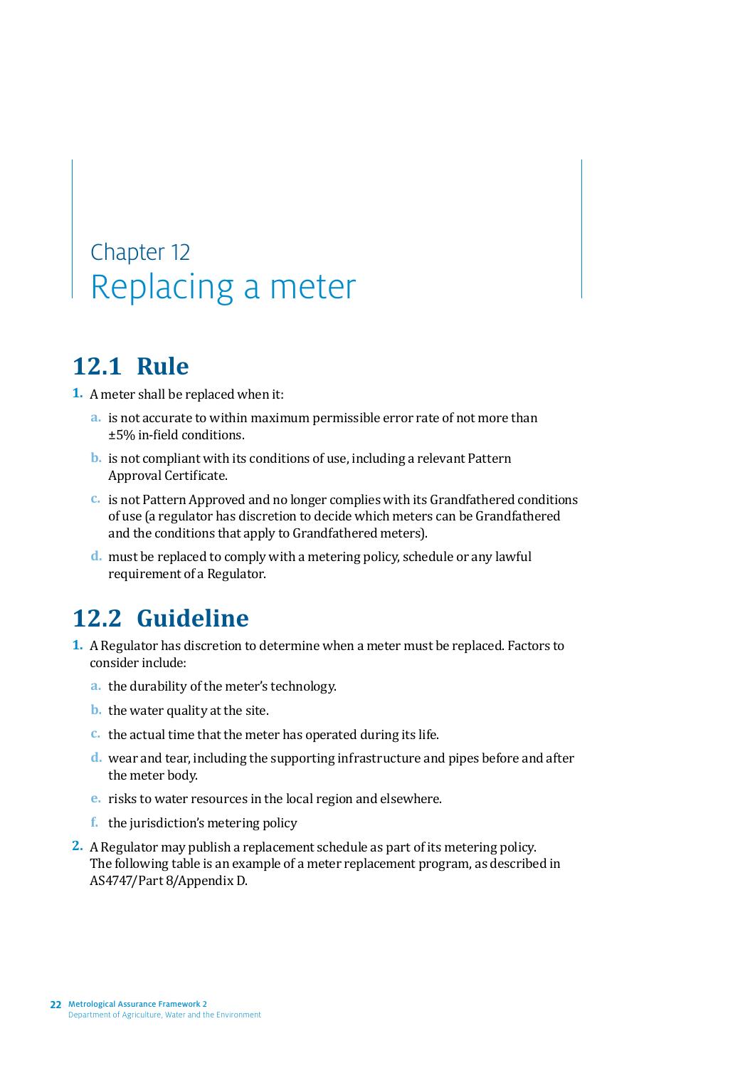# Chapter 12
# Replacing a meter

## 12.1 Rule

1. A meter shall be replaced when it:
   a. is not accurate to within maximum permissible error rate of not more than ±5% in-field conditions.
   b. is not compliant with its conditions of use, including a relevant Pattern Approval Certificate.
   c. is not Pattern Approved and no longer complies with its Grandfathered conditions of use (a regulator has discretion to decide which meters can be Grandfathered and the conditions that apply to Grandfathered meters).
   d. must be replaced to comply with a metering policy, schedule or any lawful requirement of a Regulator.

## 12.2 Guideline

1. A Regulator has discretion to determine when a meter must be replaced. Factors to consider include:
   a. the durability of the meter's technology.
   b. the water quality at the site.
   c. the actual time that the meter has operated during its life.
   d. wear and tear, including the supporting infrastructure and pipes before and after the meter body.
   e. risks to water resources in the local region and elsewhere.
   f. the jurisdiction's metering policy
2. A Regulator may publish a replacement schedule as part of its metering policy. The following table is an example of a meter replacement program, as described in AS4747/Part 8/Appendix D.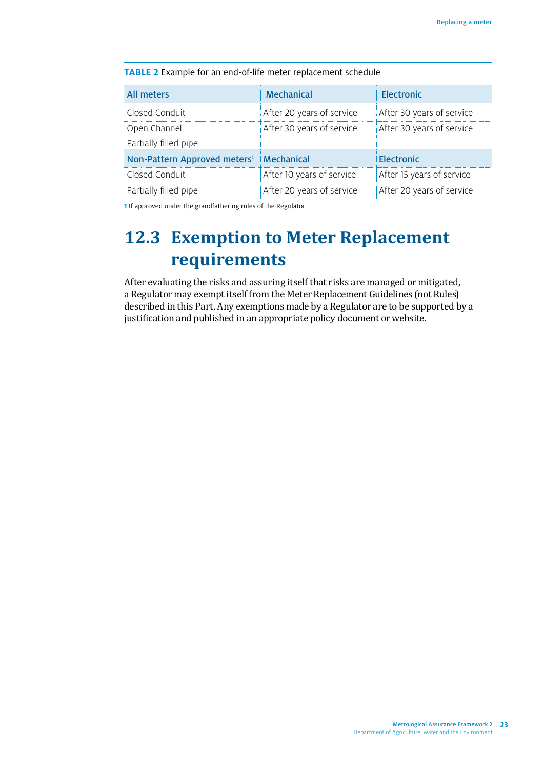**TABLE 2** Example for an end-of-life meter replacement schedule

| All meters | Mechanical | Electronic |
|---|---|---|
| Closed Conduit | After 20 years of service | After 30 years of service |
| Open Channel<br>Partially filled pipe | After 30 years of service | After 30 years of service |
| **Non-Pattern Approved meters[1]** | **Mechanical** | **Electronic** |
| Closed Conduit | After 10 years of service | After 15 years of service |
| Partially filled pipe | After 20 years of service | After 20 years of service |

1 If approved under the grandfathering rules of the Regulator

## 12.3 Exemption to Meter Replacement requirements

After evaluating the risks and assuring itself that risks are managed or mitigated, a Regulator may exempt itself from the Meter Replacement Guidelines (not Rules) described in this Part. Any exemptions made by a Regulator are to be supported by a justification and published in an appropriate policy document or website.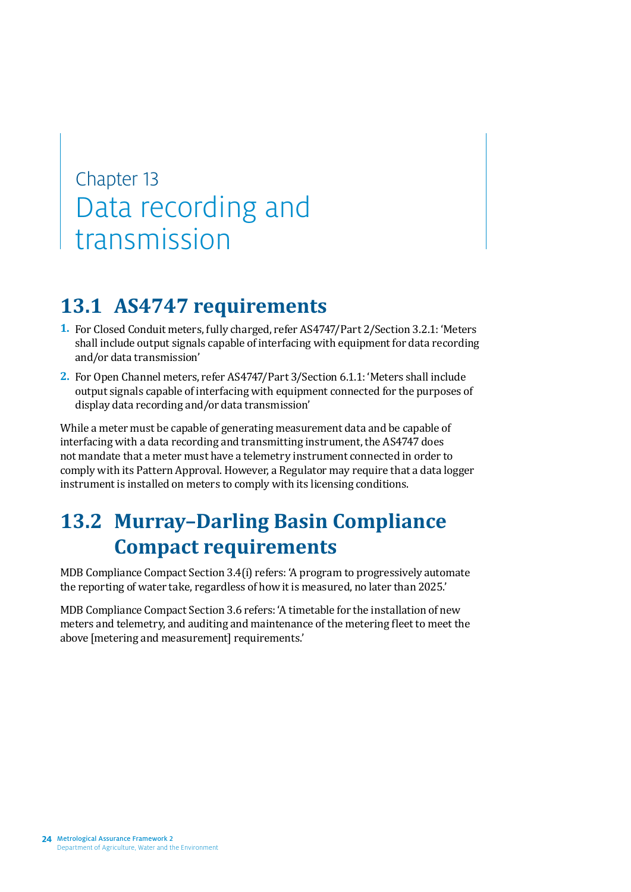# Chapter 13 Data recording and transmission

## 13.1 AS4747 requirements

1. For Closed Conduit meters, fully charged, refer AS4747/Part 2/Section 3.2.1: 'Meters shall include output signals capable of interfacing with equipment for data recording and/or data transmission'
2. For Open Channel meters, refer AS4747/Part 3/Section 6.1.1: 'Meters shall include output signals capable of interfacing with equipment connected for the purposes of display data recording and/or data transmission'

While a meter must be capable of generating measurement data and be capable of interfacing with a data recording and transmitting instrument, the AS4747 does not mandate that a meter must have a telemetry instrument connected in order to comply with its Pattern Approval. However, a Regulator may require that a data logger instrument is installed on meters to comply with its licensing conditions.

## 13.2 Murray–Darling Basin Compliance Compact requirements

MDB Compliance Compact Section 3.4(i) refers: 'A program to progressively automate the reporting of water take, regardless of how it is measured, no later than 2025.'

MDB Compliance Compact Section 3.6 refers: 'A timetable for the installation of new meters and telemetry, and auditing and maintenance of the metering fleet to meet the above [metering and measurement] requirements.'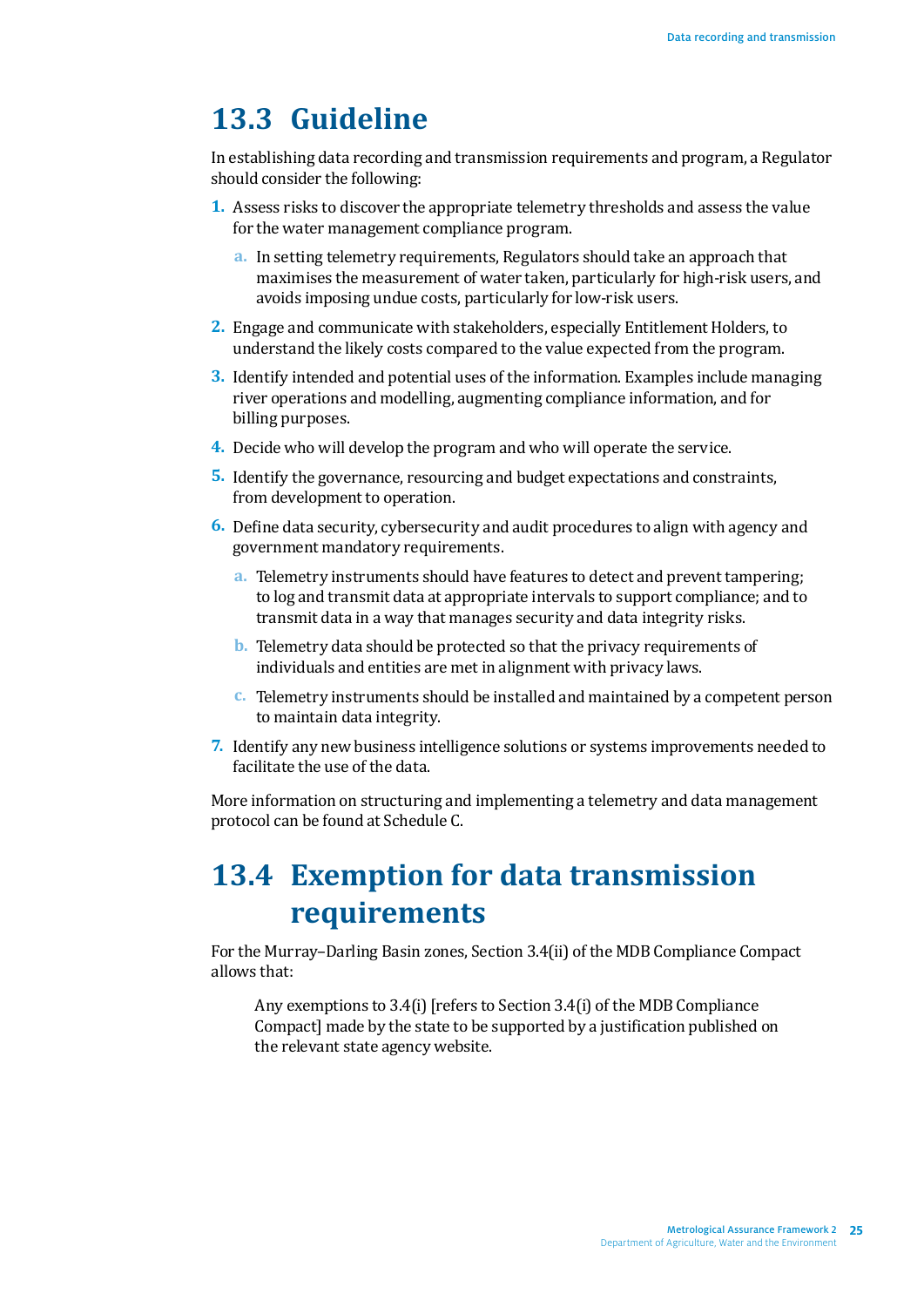## 13.3 Guideline

In establishing data recording and transmission requirements and program, a Regulator should consider the following:

1. Assess risks to discover the appropriate telemetry thresholds and assess the value for the water management compliance program.
   a. In setting telemetry requirements, Regulators should take an approach that maximises the measurement of water taken, particularly for high-risk users, and avoids imposing undue costs, particularly for low-risk users.
2. Engage and communicate with stakeholders, especially Entitlement Holders, to understand the likely costs compared to the value expected from the program.
3. Identify intended and potential uses of the information. Examples include managing river operations and modelling, augmenting compliance information, and for billing purposes.
4. Decide who will develop the program and who will operate the service.
5. Identify the governance, resourcing and budget expectations and constraints, from development to operation.
6. Define data security, cybersecurity and audit procedures to align with agency and government mandatory requirements.
   a. Telemetry instruments should have features to detect and prevent tampering; to log and transmit data at appropriate intervals to support compliance; and to transmit data in a way that manages security and data integrity risks.
   b. Telemetry data should be protected so that the privacy requirements of individuals and entities are met in alignment with privacy laws.
   c. Telemetry instruments should be installed and maintained by a competent person to maintain data integrity.
7. Identify any new business intelligence solutions or systems improvements needed to facilitate the use of the data.

More information on structuring and implementing a telemetry and data management protocol can be found at Schedule C.

## 13.4 Exemption for data transmission requirements

For the Murray–Darling Basin zones, Section 3.4(ii) of the MDB Compliance Compact allows that:

> Any exemptions to 3.4(i) [refers to Section 3.4(i) of the MDB Compliance Compact] made by the state to be supported by a justification published on the relevant state agency website.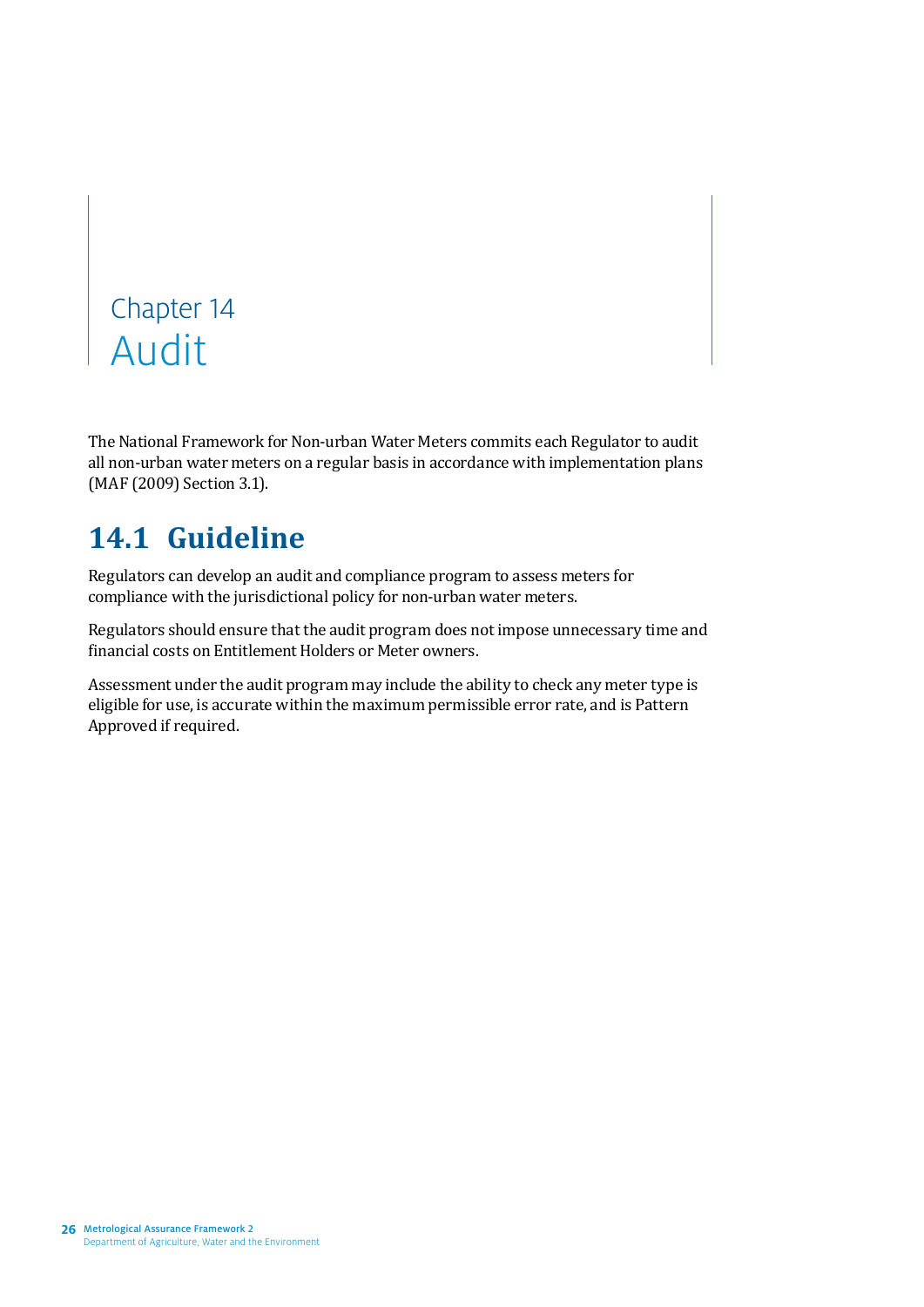# Chapter 14
# Audit

The National Framework for Non-urban Water Meters commits each Regulator to audit all non-urban water meters on a regular basis in accordance with implementation plans (MAF (2009) Section 3.1).

## 14.1 Guideline

Regulators can develop an audit and compliance program to assess meters for compliance with the jurisdictional policy for non-urban water meters.

Regulators should ensure that the audit program does not impose unnecessary time and financial costs on Entitlement Holders or Meter owners.

Assessment under the audit program may include the ability to check any meter type is eligible for use, is accurate within the maximum permissible error rate, and is Pattern Approved if required.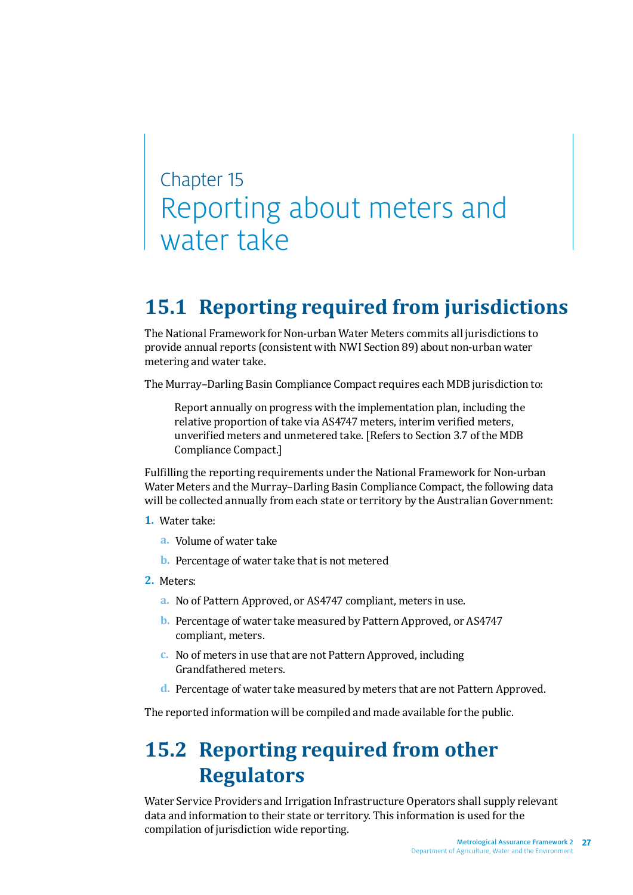# Chapter 15
# Reporting about meters and water take

## 15.1 Reporting required from jurisdictions

The National Framework for Non-urban Water Meters commits all jurisdictions to provide annual reports (consistent with NWI Section 89) about non-urban water metering and water take.

The Murray–Darling Basin Compliance Compact requires each MDB jurisdiction to:

> Report annually on progress with the implementation plan, including the relative proportion of take via AS4747 meters, interim verified meters, unverified meters and unmetered take. [Refers to Section 3.7 of the MDB Compliance Compact.]

Fulfilling the reporting requirements under the National Framework for Non-urban Water Meters and the Murray–Darling Basin Compliance Compact, the following data will be collected annually from each state or territory by the Australian Government:

1. Water take:
   a. Volume of water take
   b. Percentage of water take that is not metered
2. Meters:
   a. No of Pattern Approved, or AS4747 compliant, meters in use.
   b. Percentage of water take measured by Pattern Approved, or AS4747 compliant, meters.
   c. No of meters in use that are not Pattern Approved, including Grandfathered meters.
   d. Percentage of water take measured by meters that are not Pattern Approved.

The reported information will be compiled and made available for the public.

## 15.2 Reporting required from other Regulators

Water Service Providers and Irrigation Infrastructure Operators shall supply relevant data and information to their state or territory. This information is used for the compilation of jurisdiction wide reporting.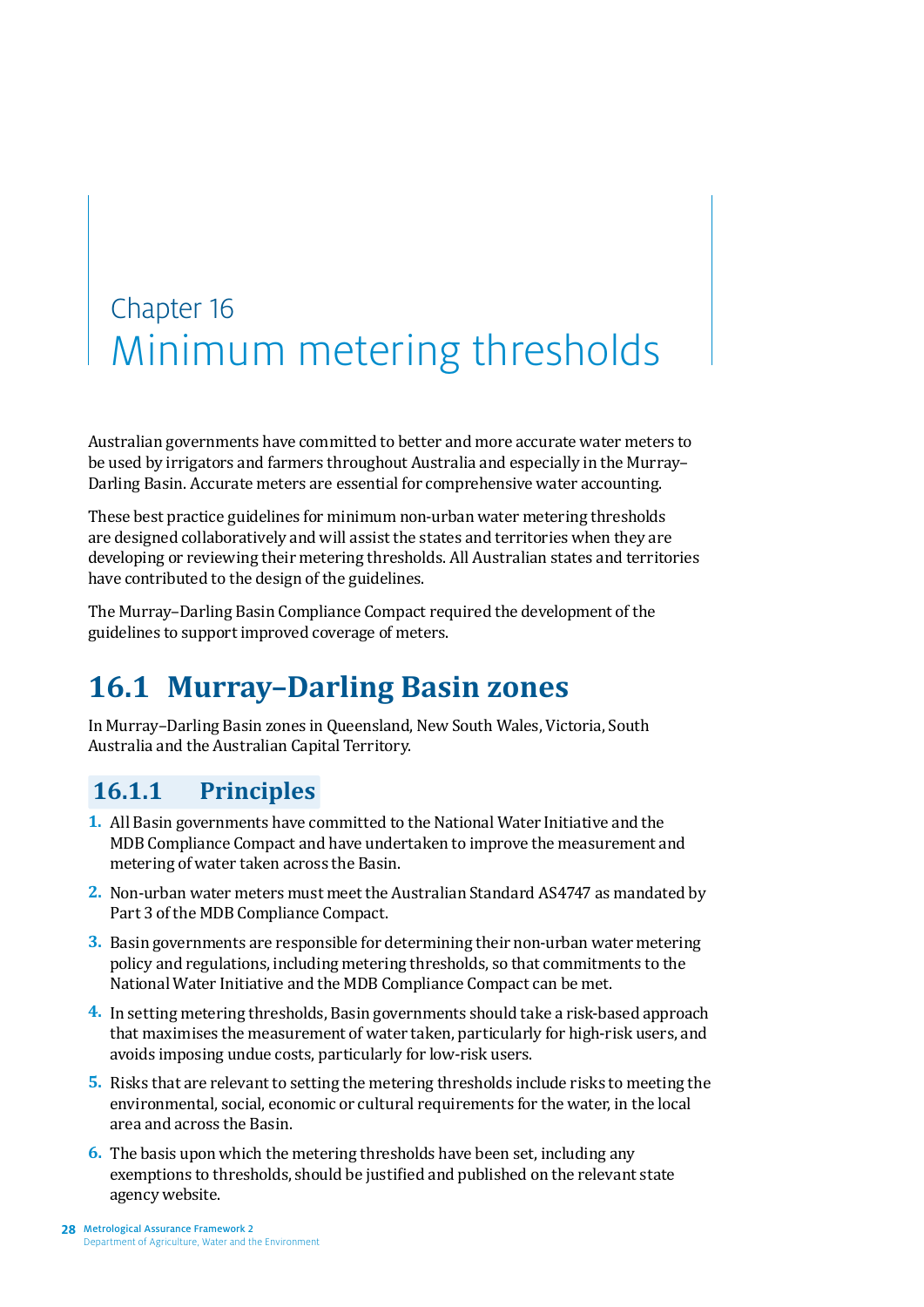# Chapter 16
# Minimum metering thresholds

Australian governments have committed to better and more accurate water meters to be used by irrigators and farmers throughout Australia and especially in the Murray–Darling Basin. Accurate meters are essential for comprehensive water accounting.

These best practice guidelines for minimum non-urban water metering thresholds are designed collaboratively and will assist the states and territories when they are developing or reviewing their metering thresholds. All Australian states and territories have contributed to the design of the guidelines.

The Murray–Darling Basin Compliance Compact required the development of the guidelines to support improved coverage of meters.

## 16.1 Murray–Darling Basin zones

In Murray–Darling Basin zones in Queensland, New South Wales, Victoria, South Australia and the Australian Capital Territory.

### 16.1.1 Principles

1. All Basin governments have committed to the National Water Initiative and the MDB Compliance Compact and have undertaken to improve the measurement and metering of water taken across the Basin.
2. Non-urban water meters must meet the Australian Standard AS4747 as mandated by Part 3 of the MDB Compliance Compact.
3. Basin governments are responsible for determining their non-urban water metering policy and regulations, including metering thresholds, so that commitments to the National Water Initiative and the MDB Compliance Compact can be met.
4. In setting metering thresholds, Basin governments should take a risk-based approach that maximises the measurement of water taken, particularly for high-risk users, and avoids imposing undue costs, particularly for low-risk users.
5. Risks that are relevant to setting the metering thresholds include risks to meeting the environmental, social, economic or cultural requirements for the water, in the local area and across the Basin.
6. The basis upon which the metering thresholds have been set, including any exemptions to thresholds, should be justified and published on the relevant state agency website.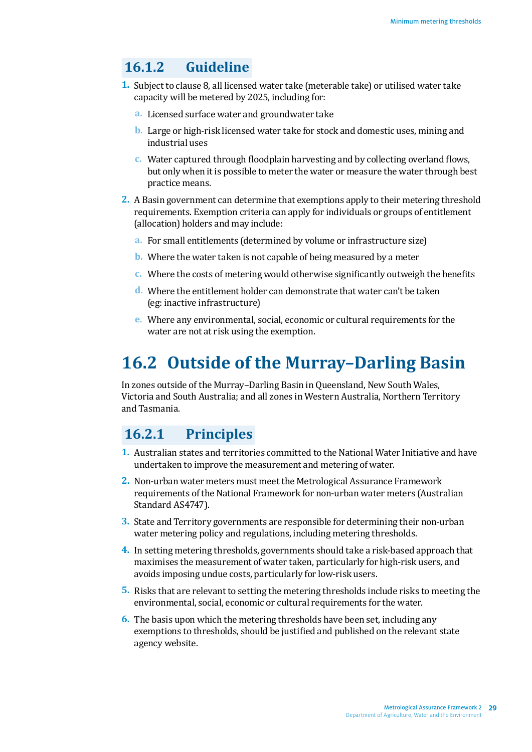### 16.1.2 Guideline

1. Subject to clause 8, all licensed water take (meterable take) or utilised water take capacity will be metered by 2025, including for:
   a. Licensed surface water and groundwater take
   b. Large or high-risk licensed water take for stock and domestic uses, mining and industrial uses
   c. Water captured through floodplain harvesting and by collecting overland flows, but only when it is possible to meter the water or measure the water through best practice means.
2. A Basin government can determine that exemptions apply to their metering threshold requirements. Exemption criteria can apply for individuals or groups of entitlement (allocation) holders and may include:
   a. For small entitlements (determined by volume or infrastructure size)
   b. Where the water taken is not capable of being measured by a meter
   c. Where the costs of metering would otherwise significantly outweigh the benefits
   d. Where the entitlement holder can demonstrate that water can't be taken (eg: inactive infrastructure)
   e. Where any environmental, social, economic or cultural requirements for the water are not at risk using the exemption.

## 16.2 Outside of the Murray–Darling Basin

In zones outside of the Murray–Darling Basin in Queensland, New South Wales, Victoria and South Australia; and all zones in Western Australia, Northern Territory and Tasmania.

### 16.2.1 Principles

1. Australian states and territories committed to the National Water Initiative and have undertaken to improve the measurement and metering of water.
2. Non-urban water meters must meet the Metrological Assurance Framework requirements of the National Framework for non-urban water meters (Australian Standard AS4747).
3. State and Territory governments are responsible for determining their non-urban water metering policy and regulations, including metering thresholds.
4. In setting metering thresholds, governments should take a risk-based approach that maximises the measurement of water taken, particularly for high-risk users, and avoids imposing undue costs, particularly for low-risk users.
5. Risks that are relevant to setting the metering thresholds include risks to meeting the environmental, social, economic or cultural requirements for the water.
6. The basis upon which the metering thresholds have been set, including any exemptions to thresholds, should be justified and published on the relevant state agency website.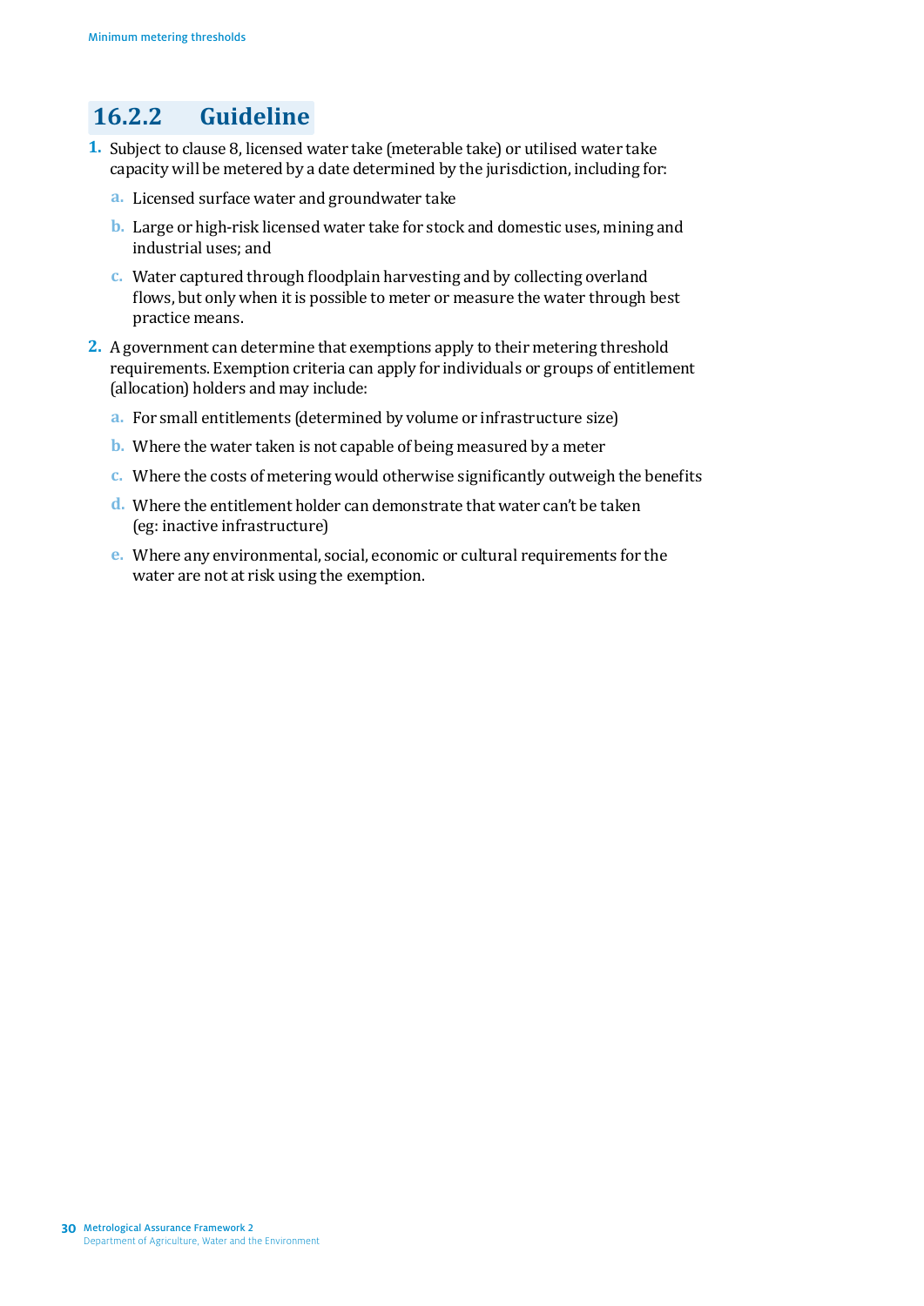### 16.2.2 Guideline

1. Subject to clause 8, licensed water take (meterable take) or utilised water take capacity will be metered by a date determined by the jurisdiction, including for:
   a. Licensed surface water and groundwater take
   b. Large or high-risk licensed water take for stock and domestic uses, mining and industrial uses; and
   c. Water captured through floodplain harvesting and by collecting overland flows, but only when it is possible to meter or measure the water through best practice means.
2. A government can determine that exemptions apply to their metering threshold requirements. Exemption criteria can apply for individuals or groups of entitlement (allocation) holders and may include:
   a. For small entitlements (determined by volume or infrastructure size)
   b. Where the water taken is not capable of being measured by a meter
   c. Where the costs of metering would otherwise significantly outweigh the benefits
   d. Where the entitlement holder can demonstrate that water can't be taken (eg: inactive infrastructure)
   e. Where any environmental, social, economic or cultural requirements for the water are not at risk using the exemption.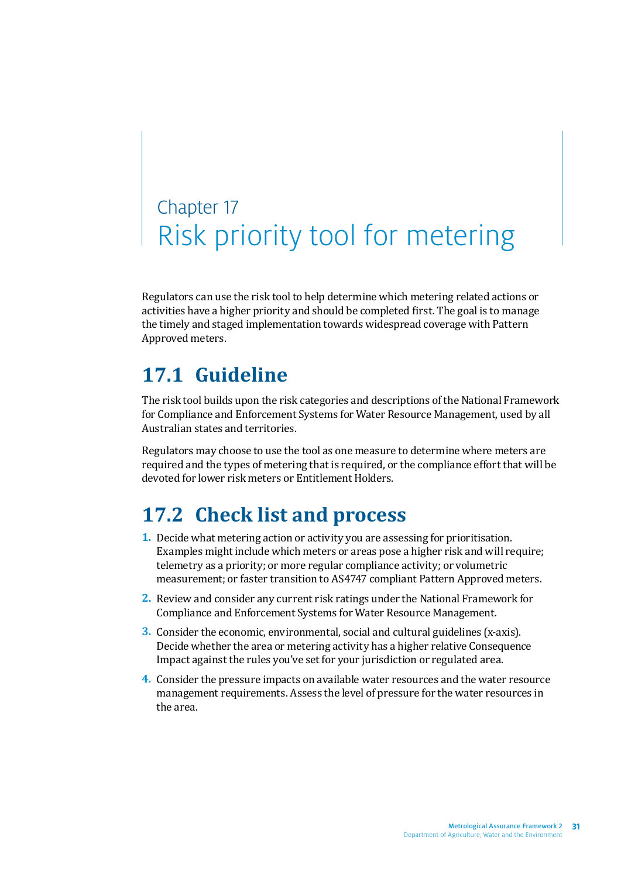# Chapter 17
# Risk priority tool for metering

Regulators can use the risk tool to help determine which metering related actions or activities have a higher priority and should be completed first. The goal is to manage the timely and staged implementation towards widespread coverage with Pattern Approved meters.

## 17.1 Guideline

The risk tool builds upon the risk categories and descriptions of the National Framework for Compliance and Enforcement Systems for Water Resource Management, used by all Australian states and territories.

Regulators may choose to use the tool as one measure to determine where meters are required and the types of metering that is required, or the compliance effort that will be devoted for lower risk meters or Entitlement Holders.

## 17.2 Check list and process

1. Decide what metering action or activity you are assessing for prioritisation. Examples might include which meters or areas pose a higher risk and will require; telemetry as a priority; or more regular compliance activity; or volumetric measurement; or faster transition to AS4747 compliant Pattern Approved meters.
2. Review and consider any current risk ratings under the National Framework for Compliance and Enforcement Systems for Water Resource Management.
3. Consider the economic, environmental, social and cultural guidelines (x-axis). Decide whether the area or metering activity has a higher relative Consequence Impact against the rules you've set for your jurisdiction or regulated area.
4. Consider the pressure impacts on available water resources and the water resource management requirements. Assess the level of pressure for the water resources in the area.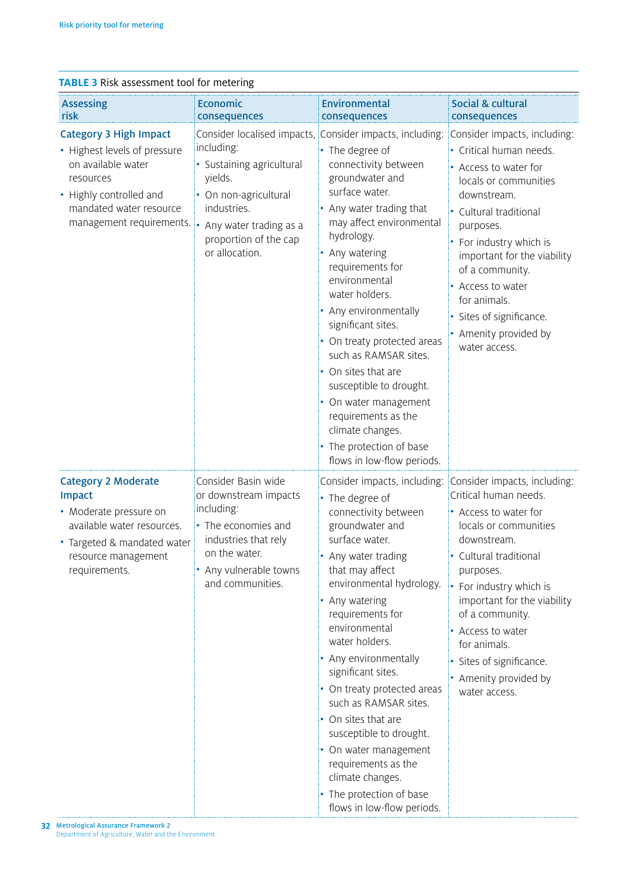**TABLE 3** Risk assessment tool for metering

| Assessing risk | Economic consequences | Environmental consequences | Social & cultural consequences |
|---|---|---|---|
| **Category 3 High Impact**<br>• Highest levels of pressure on available water resources<br>• Highly controlled and mandated water resource management requirements. | Consider localised impacts, including:<br>• Sustaining agricultural yields.<br>• On non-agricultural industries.<br>• Any water trading as a proportion of the cap or allocation. | Consider impacts, including:<br>• The degree of connectivity between groundwater and surface water.<br>• Any water trading that may affect environmental hydrology.<br>• Any watering requirements for environmental water holders.<br>• Any environmentally significant sites.<br>• On treaty protected areas such as RAMSAR sites.<br>• On sites that are susceptible to drought.<br>• On water management requirements as the climate changes.<br>• The protection of base flows in low-flow periods. | Consider impacts, including:<br>• Critical human needs.<br>• Access to water for locals or communities downstream.<br>• Cultural traditional purposes.<br>• For industry which is important for the viability of a community.<br>• Access to water for animals.<br>• Sites of significance.<br>• Amenity provided by water access. |
| **Category 2 Moderate Impact**<br>• Moderate pressure on available water resources.<br>• Targeted & mandated water resource management requirements. | Consider Basin wide or downstream impacts including:<br>• The economies and industries that rely on the water.<br>• Any vulnerable towns and communities. | Consider impacts, including:<br>• The degree of connectivity between groundwater and surface water.<br>• Any water trading that may affect environmental hydrology.<br>• Any watering requirements for environmental water holders.<br>• Any environmentally significant sites.<br>• On treaty protected areas such as RAMSAR sites.<br>• On sites that are susceptible to drought.<br>• On water management requirements as the climate changes.<br>• The protection of base flows in low-flow periods. | Consider impacts, including:<br>Critical human needs.<br>• Access to water for locals or communities downstream.<br>• Cultural traditional purposes.<br>• For industry which is important for the viability of a community.<br>• Access to water for animals.<br>• Sites of significance.<br>• Amenity provided by water access. |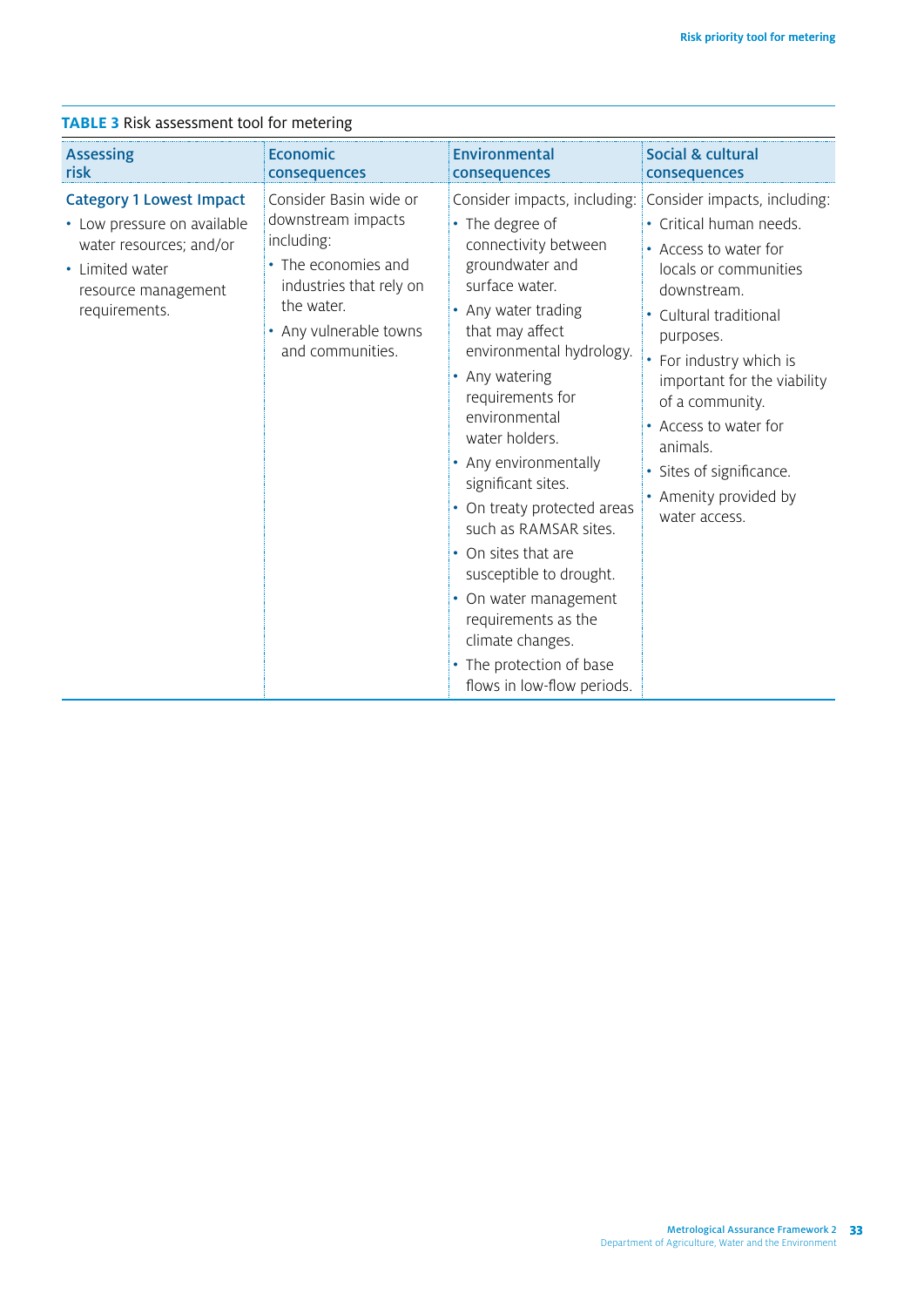**TABLE 3** Risk assessment tool for metering

| Assessing risk | Economic consequences | Environmental consequences | Social & cultural consequences |
| --- | --- | --- | --- |
| **Category 1 Lowest Impact**<br>• Low pressure on available water resources; and/or<br>• Limited water resource management requirements. | Consider Basin wide or downstream impacts including:<br>• The economies and industries that rely on the water.<br>• Any vulnerable towns and communities. | Consider impacts, including:<br>• The degree of connectivity between groundwater and surface water.<br>• Any water trading that may affect environmental hydrology.<br>• Any watering requirements for environmental water holders.<br>• Any environmentally significant sites.<br>• On treaty protected areas such as RAMSAR sites.<br>• On sites that are susceptible to drought.<br>• On water management requirements as the climate changes.<br>• The protection of base flows in low-flow periods. | Consider impacts, including:<br>• Critical human needs.<br>• Access to water for locals or communities downstream.<br>• Cultural traditional purposes.<br>• For industry which is important for the viability of a community.<br>• Access to water for animals.<br>• Sites of significance.<br>• Amenity provided by water access. |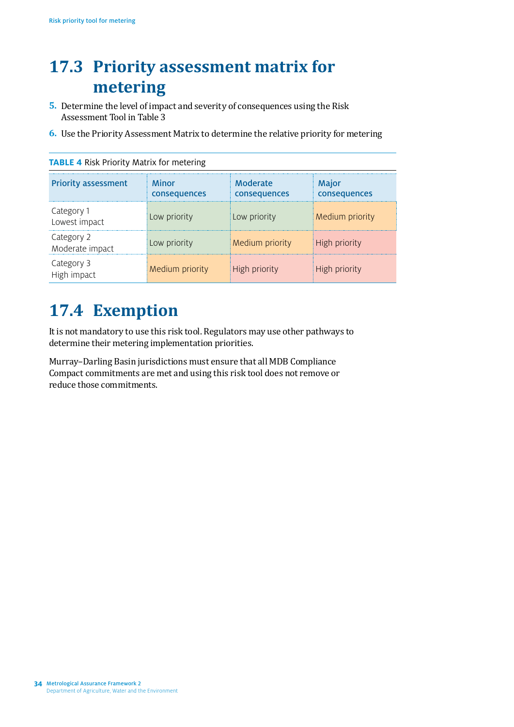## 17.3 Priority assessment matrix for metering

5. Determine the level of impact and severity of consequences using the Risk Assessment Tool in Table 3
6. Use the Priority Assessment Matrix to determine the relative priority for metering

**TABLE 4** Risk Priority Matrix for metering

| Priority assessment | Minor consequences | Moderate consequences | Major consequences |
|---|---|---|---|
| Category 1 Lowest impact | Low priority | Low priority | Medium priority |
| Category 2 Moderate impact | Low priority | Medium priority | High priority |
| Category 3 High impact | Medium priority | High priority | High priority |

## 17.4 Exemption

It is not mandatory to use this risk tool. Regulators may use other pathways to determine their metering implementation priorities.

Murray–Darling Basin jurisdictions must ensure that all MDB Compliance Compact commitments are met and using this risk tool does not remove or reduce those commitments.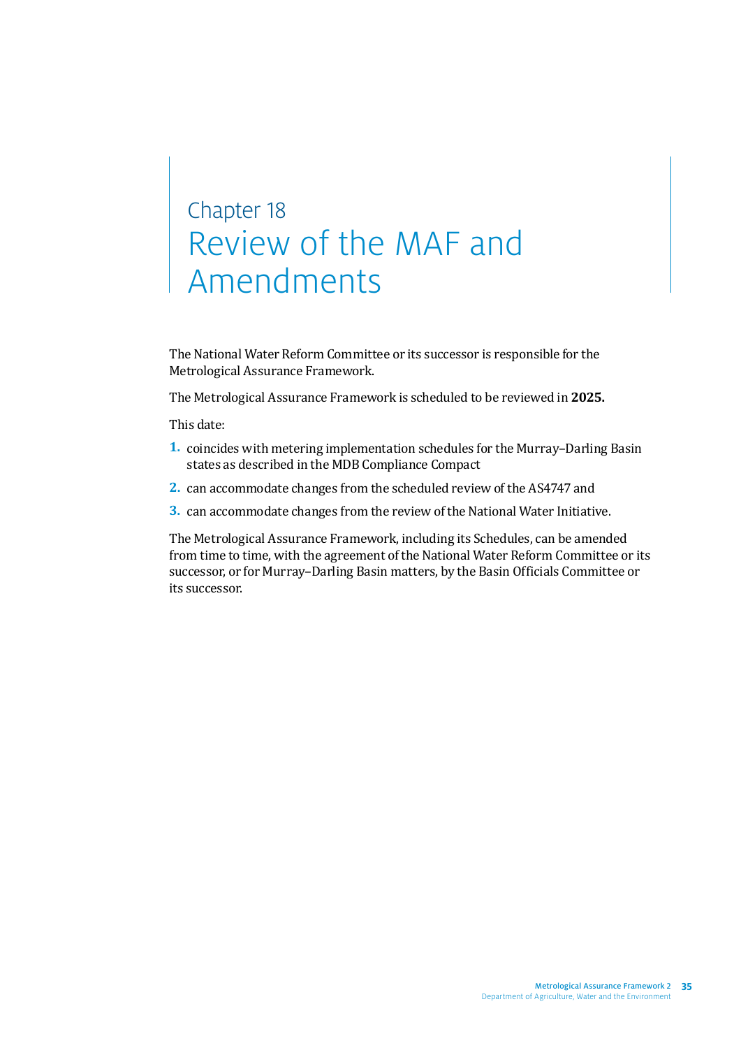# Chapter 18
# Review of the MAF and Amendments

The National Water Reform Committee or its successor is responsible for the Metrological Assurance Framework.

The Metrological Assurance Framework is scheduled to be reviewed in **2025.**

This date:

1. coincides with metering implementation schedules for the Murray–Darling Basin states as described in the MDB Compliance Compact
2. can accommodate changes from the scheduled review of the AS4747 and
3. can accommodate changes from the review of the National Water Initiative.

The Metrological Assurance Framework, including its Schedules, can be amended from time to time, with the agreement of the National Water Reform Committee or its successor, or for Murray–Darling Basin matters, by the Basin Officials Committee or its successor.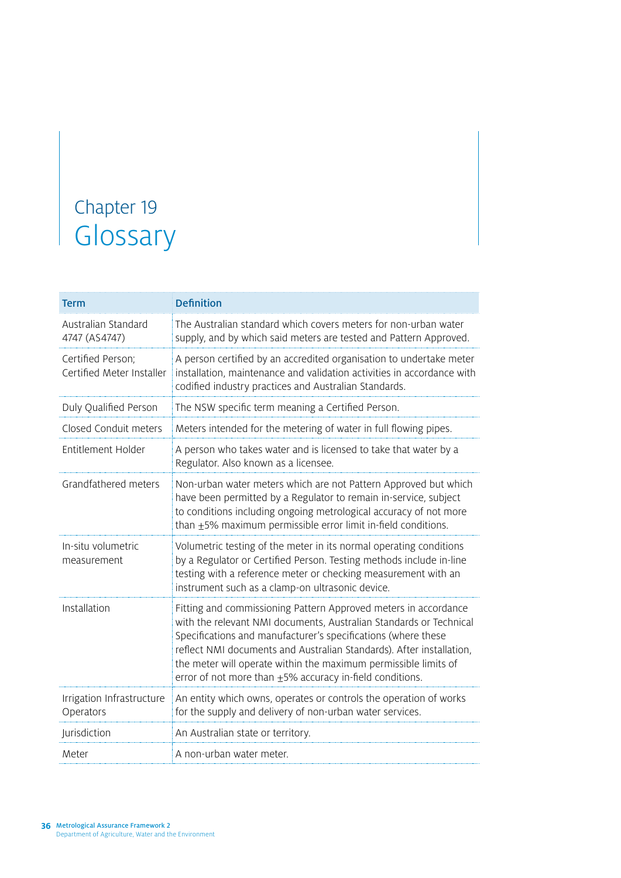# Chapter 19 Glossary

| Term | Definition |
|---|---|
| Australian Standard 4747 (AS4747) | The Australian standard which covers meters for non-urban water supply, and by which said meters are tested and Pattern Approved. |
| Certified Person; Certified Meter Installer | A person certified by an accredited organisation to undertake meter installation, maintenance and validation activities in accordance with codified industry practices and Australian Standards. |
| Duly Qualified Person | The NSW specific term meaning a Certified Person. |
| Closed Conduit meters | Meters intended for the metering of water in full flowing pipes. |
| Entitlement Holder | A person who takes water and is licensed to take that water by a Regulator. Also known as a licensee. |
| Grandfathered meters | Non-urban water meters which are not Pattern Approved but which have been permitted by a Regulator to remain in-service, subject to conditions including ongoing metrological accuracy of not more than $\pm$5% maximum permissible error limit in-field conditions. |
| In-situ volumetric measurement | Volumetric testing of the meter in its normal operating conditions by a Regulator or Certified Person. Testing methods include in-line testing with a reference meter or checking measurement with an instrument such as a clamp-on ultrasonic device. |
| Installation | Fitting and commissioning Pattern Approved meters in accordance with the relevant NMI documents, Australian Standards or Technical Specifications and manufacturer's specifications (where these reflect NMI documents and Australian Standards). After installation, the meter will operate within the maximum permissible limits of error of not more than $\pm$5% accuracy in-field conditions. |
| Irrigation Infrastructure Operators | An entity which owns, operates or controls the operation of works for the supply and delivery of non-urban water services. |
| Jurisdiction | An Australian state or territory. |
| Meter | A non-urban water meter. |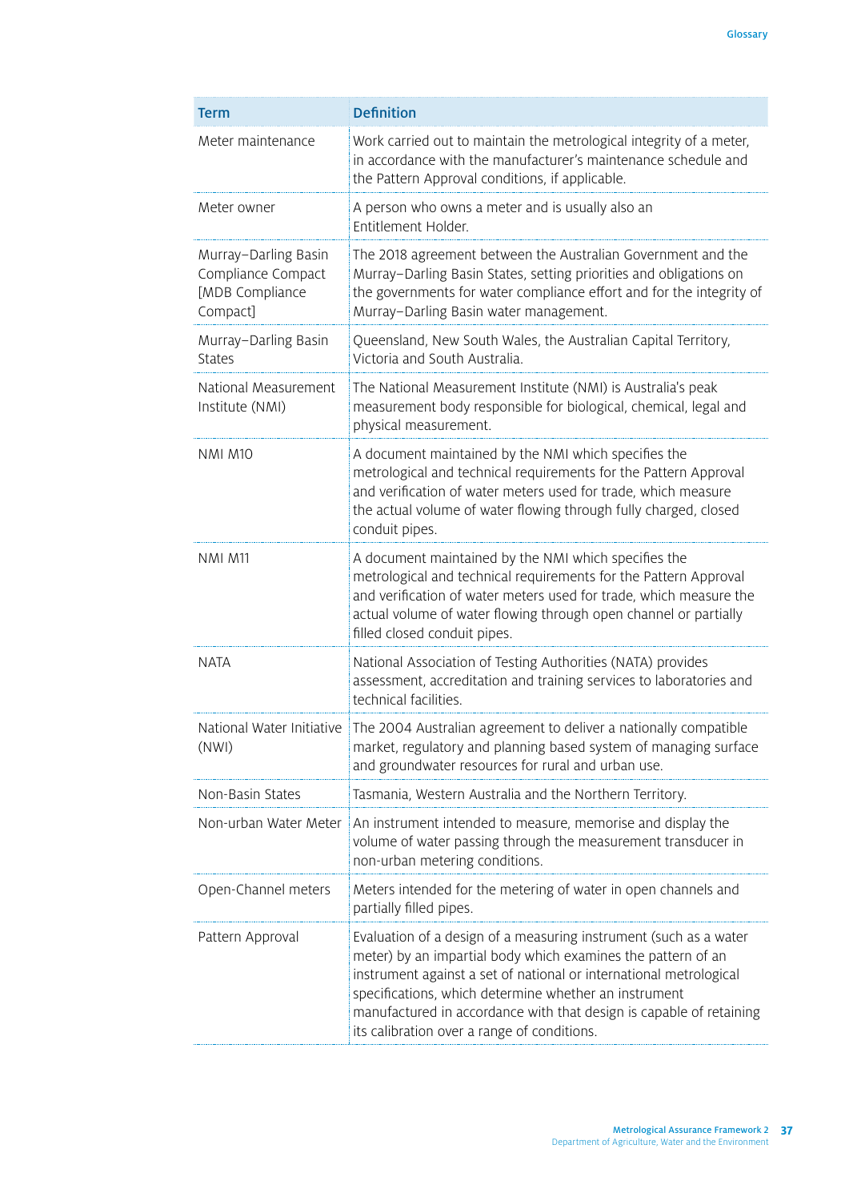| Term | Definition |
|---|---|
| Meter maintenance | Work carried out to maintain the metrological integrity of a meter, in accordance with the manufacturer's maintenance schedule and the Pattern Approval conditions, if applicable. |
| Meter owner | A person who owns a meter and is usually also an Entitlement Holder. |
| Murray–Darling Basin Compliance Compact [MDB Compliance Compact] | The 2018 agreement between the Australian Government and the Murray–Darling Basin States, setting priorities and obligations on the governments for water compliance effort and for the integrity of Murray–Darling Basin water management. |
| Murray–Darling Basin States | Queensland, New South Wales, the Australian Capital Territory, Victoria and South Australia. |
| National Measurement Institute (NMI) | The National Measurement Institute (NMI) is Australia's peak measurement body responsible for biological, chemical, legal and physical measurement. |
| NMI M10 | A document maintained by the NMI which specifies the metrological and technical requirements for the Pattern Approval and verification of water meters used for trade, which measure the actual volume of water flowing through fully charged, closed conduit pipes. |
| NMI M11 | A document maintained by the NMI which specifies the metrological and technical requirements for the Pattern Approval and verification of water meters used for trade, which measure the actual volume of water flowing through open channel or partially filled closed conduit pipes. |
| NATA | National Association of Testing Authorities (NATA) provides assessment, accreditation and training services to laboratories and technical facilities. |
| National Water Initiative (NWI) | The 2004 Australian agreement to deliver a nationally compatible market, regulatory and planning based system of managing surface and groundwater resources for rural and urban use. |
| Non-Basin States | Tasmania, Western Australia and the Northern Territory. |
| Non-urban Water Meter | An instrument intended to measure, memorise and display the volume of water passing through the measurement transducer in non-urban metering conditions. |
| Open-Channel meters | Meters intended for the metering of water in open channels and partially filled pipes. |
| Pattern Approval | Evaluation of a design of a measuring instrument (such as a water meter) by an impartial body which examines the pattern of an instrument against a set of national or international metrological specifications, which determine whether an instrument manufactured in accordance with that design is capable of retaining its calibration over a range of conditions. |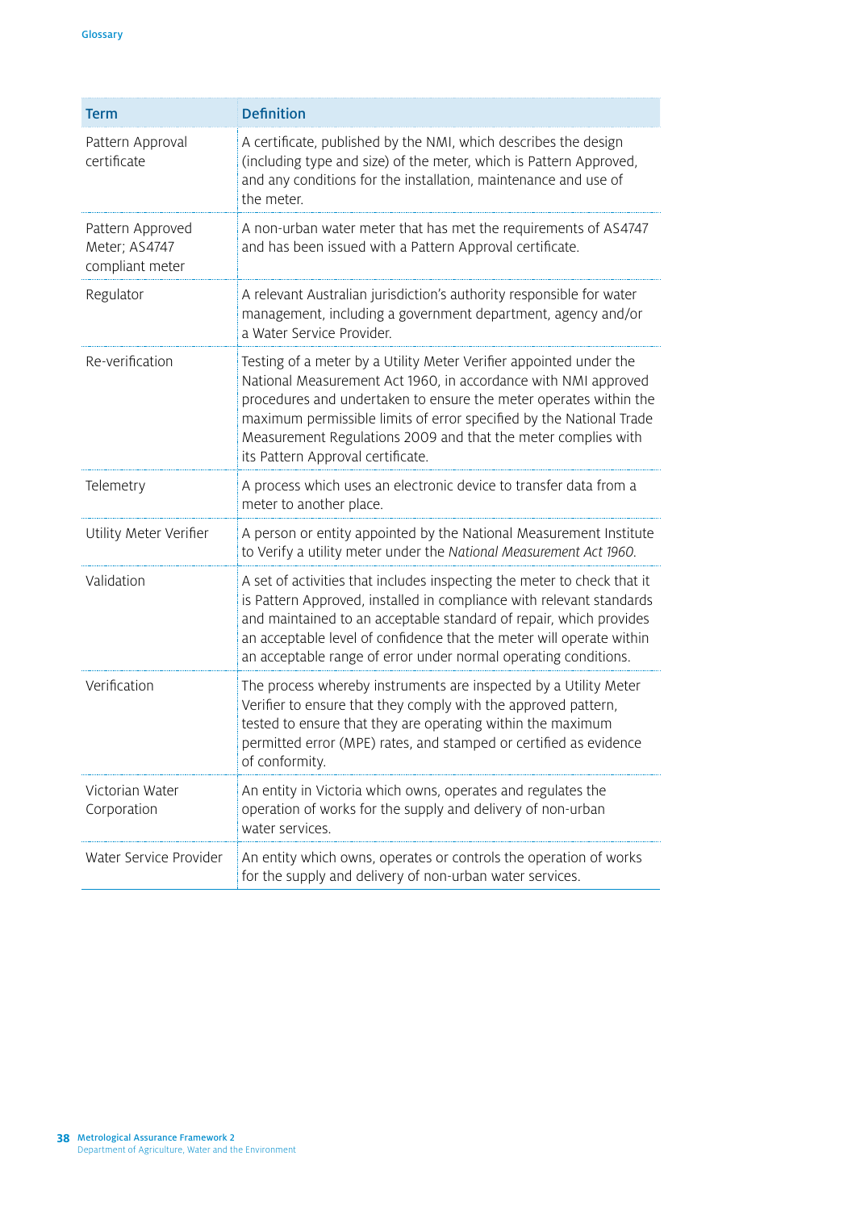| Term | Definition |
| --- | --- |
| Pattern Approval certificate | A certificate, published by the NMI, which describes the design (including type and size) of the meter, which is Pattern Approved, and any conditions for the installation, maintenance and use of the meter. |
| Pattern Approved Meter; AS4747 compliant meter | A non-urban water meter that has met the requirements of AS4747 and has been issued with a Pattern Approval certificate. |
| Regulator | A relevant Australian jurisdiction's authority responsible for water management, including a government department, agency and/or a Water Service Provider. |
| Re-verification | Testing of a meter by a Utility Meter Verifier appointed under the National Measurement Act 1960, in accordance with NMI approved procedures and undertaken to ensure the meter operates within the maximum permissible limits of error specified by the National Trade Measurement Regulations 2009 and that the meter complies with its Pattern Approval certificate. |
| Telemetry | A process which uses an electronic device to transfer data from a meter to another place. |
| Utility Meter Verifier | A person or entity appointed by the National Measurement Institute to Verify a utility meter under the *National Measurement Act 1960*. |
| Validation | A set of activities that includes inspecting the meter to check that it is Pattern Approved, installed in compliance with relevant standards and maintained to an acceptable standard of repair, which provides an acceptable level of confidence that the meter will operate within an acceptable range of error under normal operating conditions. |
| Verification | The process whereby instruments are inspected by a Utility Meter Verifier to ensure that they comply with the approved pattern, tested to ensure that they are operating within the maximum permitted error (MPE) rates, and stamped or certified as evidence of conformity. |
| Victorian Water Corporation | An entity in Victoria which owns, operates and regulates the operation of works for the supply and delivery of non-urban water services. |
| Water Service Provider | An entity which owns, operates or controls the operation of works for the supply and delivery of non-urban water services. |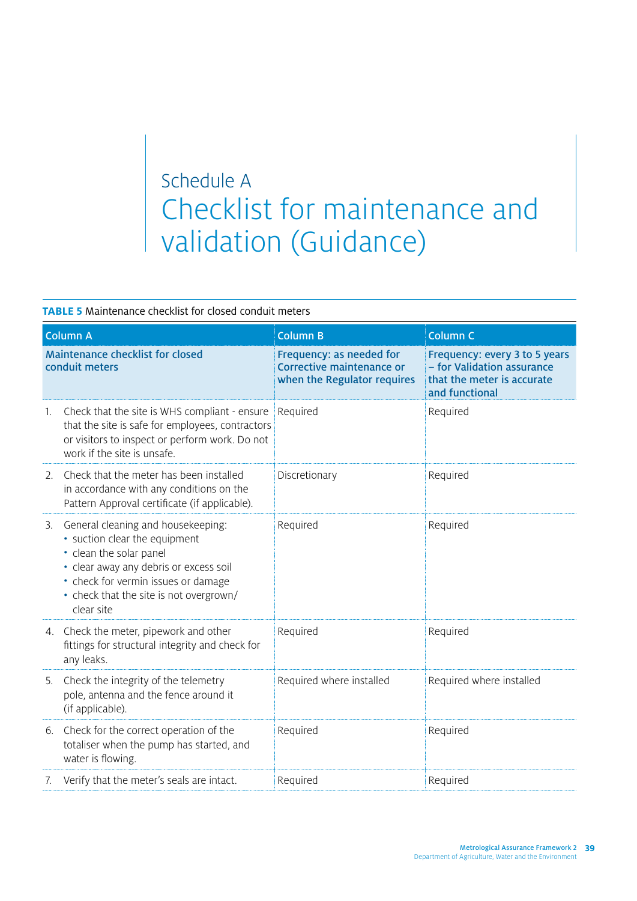# Schedule A
# Checklist for maintenance and validation (Guidance)

**TABLE 5** Maintenance checklist for closed conduit meters

| Column A | Column B | Column C |
|---|---|---|
| **Maintenance checklist for closed conduit meters** | **Frequency: as needed for Corrective maintenance or when the Regulator requires** | **Frequency: every 3 to 5 years – for Validation assurance that the meter is accurate and functional** |
| 1. Check that the site is WHS compliant - ensure that the site is safe for employees, contractors or visitors to inspect or perform work. Do not work if the site is unsafe. | Required | Required |
| 2. Check that the meter has been installed in accordance with any conditions on the Pattern Approval certificate (if applicable). | Discretionary | Required |
| 3. General cleaning and housekeeping: • suction clear the equipment • clean the solar panel • clear away any debris or excess soil • check for vermin issues or damage • check that the site is not overgrown/ clear site | Required | Required |
| 4. Check the meter, pipework and other fittings for structural integrity and check for any leaks. | Required | Required |
| 5. Check the integrity of the telemetry pole, antenna and the fence around it (if applicable). | Required where installed | Required where installed |
| 6. Check for the correct operation of the totaliser when the pump has started, and water is flowing. | Required | Required |
| 7. Verify that the meter's seals are intact. | Required | Required |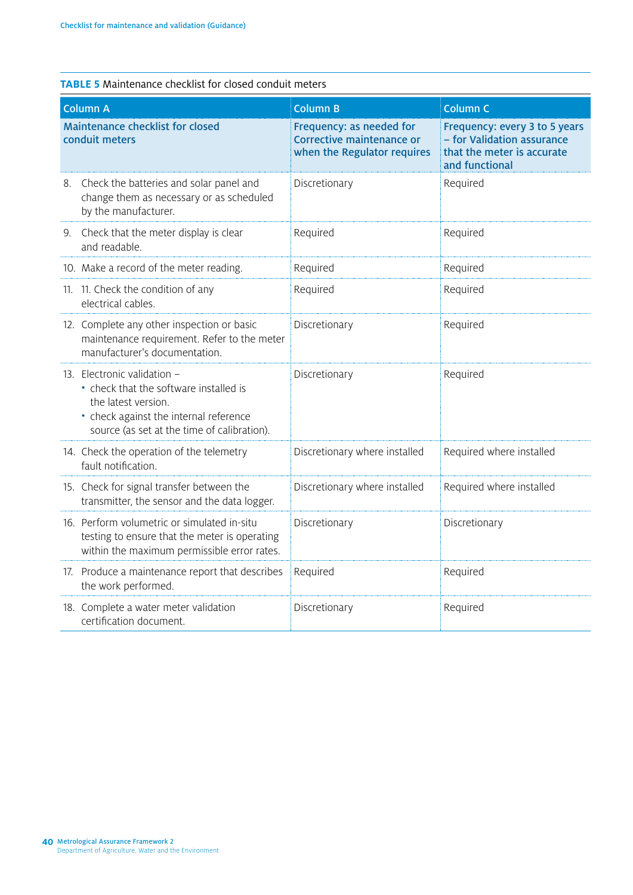**TABLE 5** Maintenance checklist for closed conduit meters

| Column A | Column B | Column C |
|---|---|---|
| **Maintenance checklist for closed conduit meters** | **Frequency: as needed for Corrective maintenance or when the Regulator requires** | **Frequency: every 3 to 5 years – for Validation assurance that the meter is accurate and functional** |
| 8. Check the batteries and solar panel and change them as necessary or as scheduled by the manufacturer. | Discretionary | Required |
| 9. Check that the meter display is clear and readable. | Required | Required |
| 10. Make a record of the meter reading. | Required | Required |
| 11. 11. Check the condition of any electrical cables. | Required | Required |
| 12. Complete any other inspection or basic maintenance requirement. Refer to the meter manufacturer's documentation. | Discretionary | Required |
| 13. Electronic validation – <br>• check that the software installed is the latest version. <br>• check against the internal reference source (as set at the time of calibration). | Discretionary | Required |
| 14. Check the operation of the telemetry fault notification. | Discretionary where installed | Required where installed |
| 15. Check for signal transfer between the transmitter, the sensor and the data logger. | Discretionary where installed | Required where installed |
| 16. Perform volumetric or simulated in-situ testing to ensure that the meter is operating within the maximum permissible error rates. | Discretionary | Discretionary |
| 17. Produce a maintenance report that describes the work performed. | Required | Required |
| 18. Complete a water meter validation certification document. | Discretionary | Required |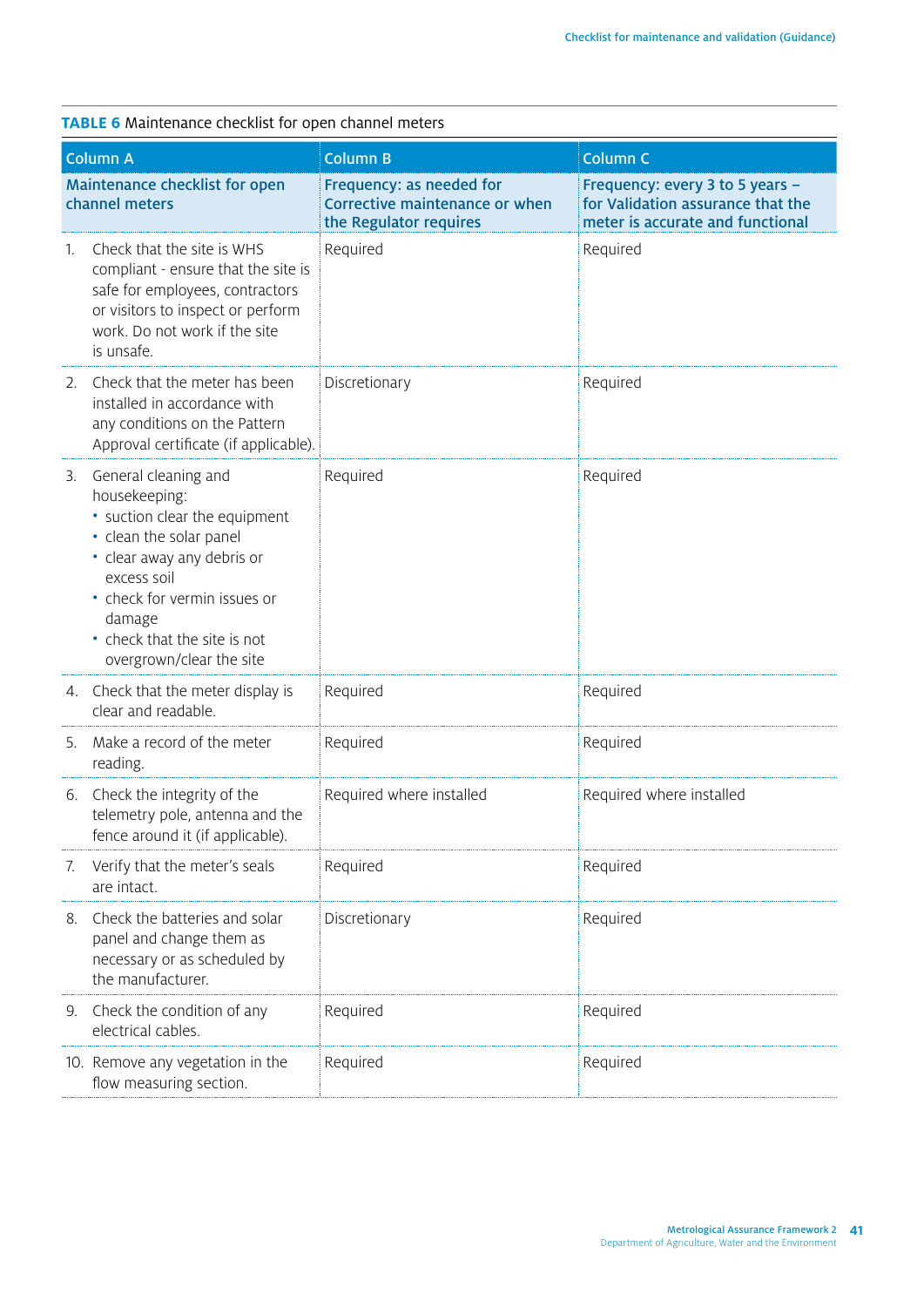**TABLE 6** Maintenance checklist for open channel meters

| Column A | Column B | Column C |
|---|---|---|
| **Maintenance checklist for open channel meters** | **Frequency: as needed for Corrective maintenance or when the Regulator requires** | **Frequency: every 3 to 5 years – for Validation assurance that the meter is accurate and functional** |
| 1. Check that the site is WHS compliant - ensure that the site is safe for employees, contractors or visitors to inspect or perform work. Do not work if the site is unsafe. | Required | Required |
| 2. Check that the meter has been installed in accordance with any conditions on the Pattern Approval certificate (if applicable). | Discretionary | Required |
| 3. General cleaning and housekeeping: • suction clear the equipment • clean the solar panel • clear away any debris or excess soil • check for vermin issues or damage • check that the site is not overgrown/clear the site | Required | Required |
| 4. Check that the meter display is clear and readable. | Required | Required |
| 5. Make a record of the meter reading. | Required | Required |
| 6. Check the integrity of the telemetry pole, antenna and the fence around it (if applicable). | Required where installed | Required where installed |
| 7. Verify that the meter's seals are intact. | Required | Required |
| 8. Check the batteries and solar panel and change them as necessary or as scheduled by the manufacturer. | Discretionary | Required |
| 9. Check the condition of any electrical cables. | Required | Required |
| 10. Remove any vegetation in the flow measuring section. | Required | Required |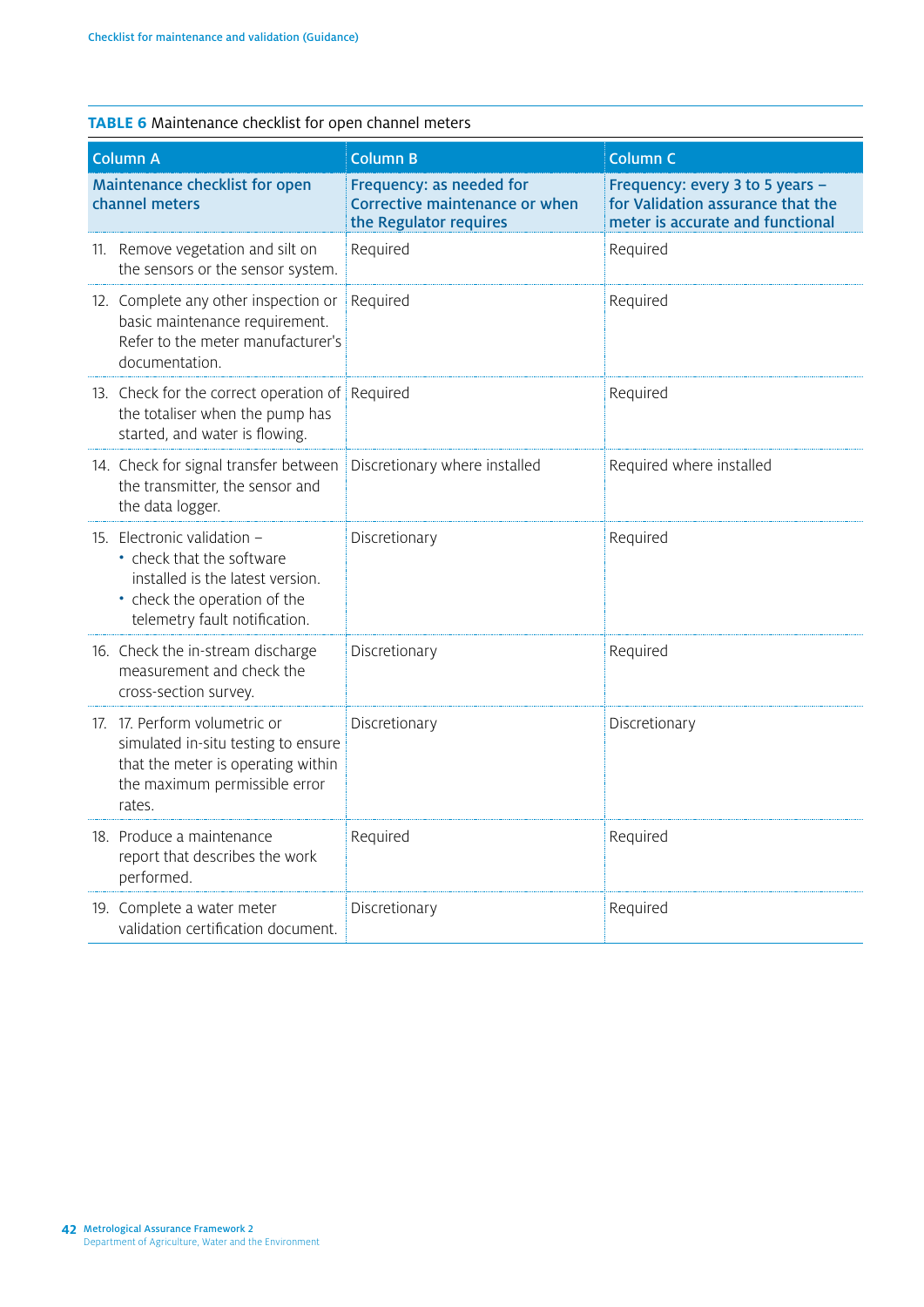**TABLE 6** Maintenance checklist for open channel meters

| Column A | Column B | Column C |
|---|---|---|
| **Maintenance checklist for open channel meters** | **Frequency: as needed for Corrective maintenance or when the Regulator requires** | **Frequency: every 3 to 5 years – for Validation assurance that the meter is accurate and functional** |
| 11. Remove vegetation and silt on the sensors or the sensor system. | Required | Required |
| 12. Complete any other inspection or basic maintenance requirement. Refer to the meter manufacturer's documentation. | Required | Required |
| 13. Check for the correct operation of the totaliser when the pump has started, and water is flowing. | Required | Required |
| 14. Check for signal transfer between the transmitter, the sensor and the data logger. | Discretionary where installed | Required where installed |
| 15. Electronic validation – • check that the software installed is the latest version. • check the operation of the telemetry fault notification. | Discretionary | Required |
| 16. Check the in-stream discharge measurement and check the cross-section survey. | Discretionary | Required |
| 17. 17. Perform volumetric or simulated in-situ testing to ensure that the meter is operating within the maximum permissible error rates. | Discretionary | Discretionary |
| 18. Produce a maintenance report that describes the work performed. | Required | Required |
| 19. Complete a water meter validation certification document. | Discretionary | Required |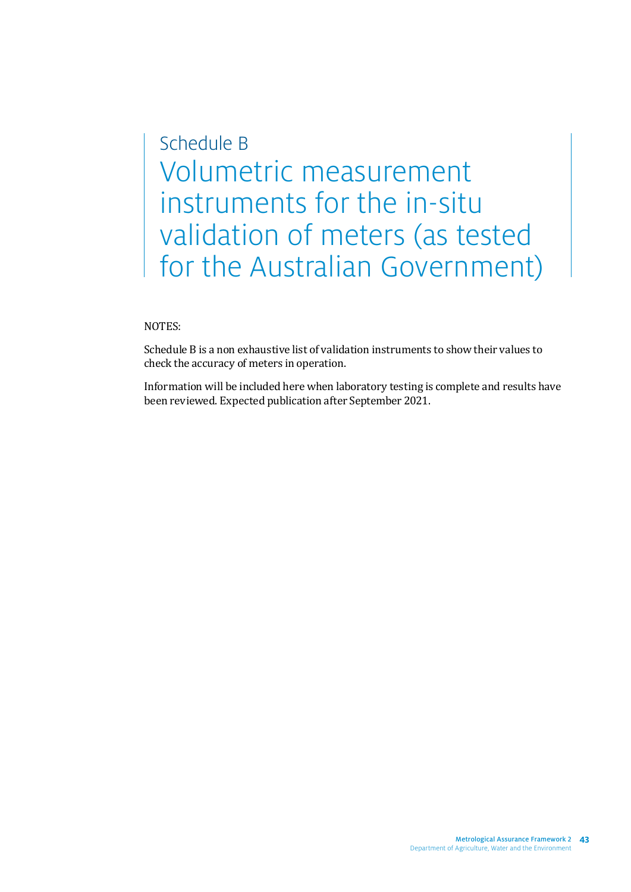# Schedule B

# Volumetric measurement instruments for the in-situ validation of meters (as tested for the Australian Government)

NOTES:

Schedule B is a non exhaustive list of validation instruments to show their values to check the accuracy of meters in operation.

Information will be included here when laboratory testing is complete and results have been reviewed. Expected publication after September 2021.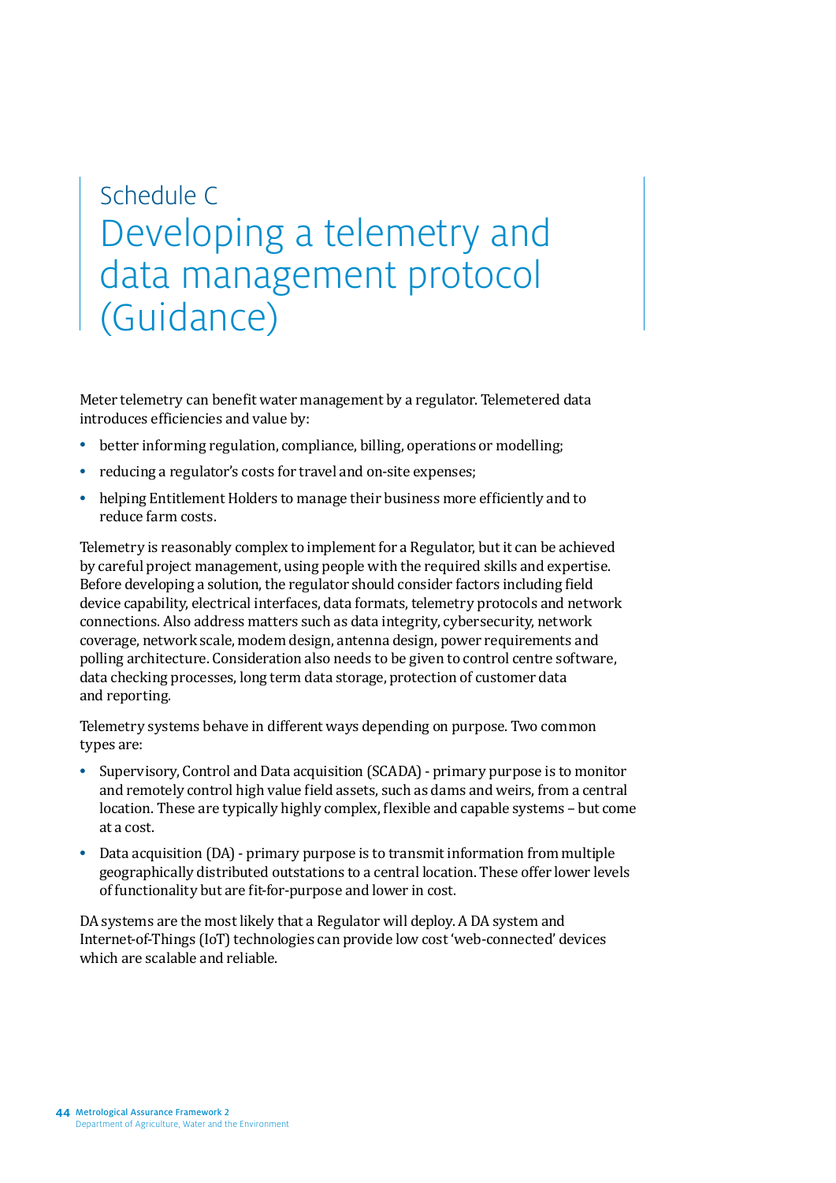# Schedule C
# Developing a telemetry and data management protocol (Guidance)

Meter telemetry can benefit water management by a regulator. Telemetered data introduces efficiencies and value by:

- better informing regulation, compliance, billing, operations or modelling;
- reducing a regulator's costs for travel and on-site expenses;
- helping Entitlement Holders to manage their business more efficiently and to reduce farm costs.

Telemetry is reasonably complex to implement for a Regulator, but it can be achieved by careful project management, using people with the required skills and expertise. Before developing a solution, the regulator should consider factors including field device capability, electrical interfaces, data formats, telemetry protocols and network connections. Also address matters such as data integrity, cybersecurity, network coverage, network scale, modem design, antenna design, power requirements and polling architecture. Consideration also needs to be given to control centre software, data checking processes, long term data storage, protection of customer data and reporting.

Telemetry systems behave in different ways depending on purpose. Two common types are:

- Supervisory, Control and Data acquisition (SCADA) - primary purpose is to monitor and remotely control high value field assets, such as dams and weirs, from a central location. These are typically highly complex, flexible and capable systems – but come at a cost.
- Data acquisition (DA) - primary purpose is to transmit information from multiple geographically distributed outstations to a central location. These offer lower levels of functionality but are fit-for-purpose and lower in cost.

DA systems are the most likely that a Regulator will deploy. A DA system and Internet-of-Things (IoT) technologies can provide low cost 'web-connected' devices which are scalable and reliable.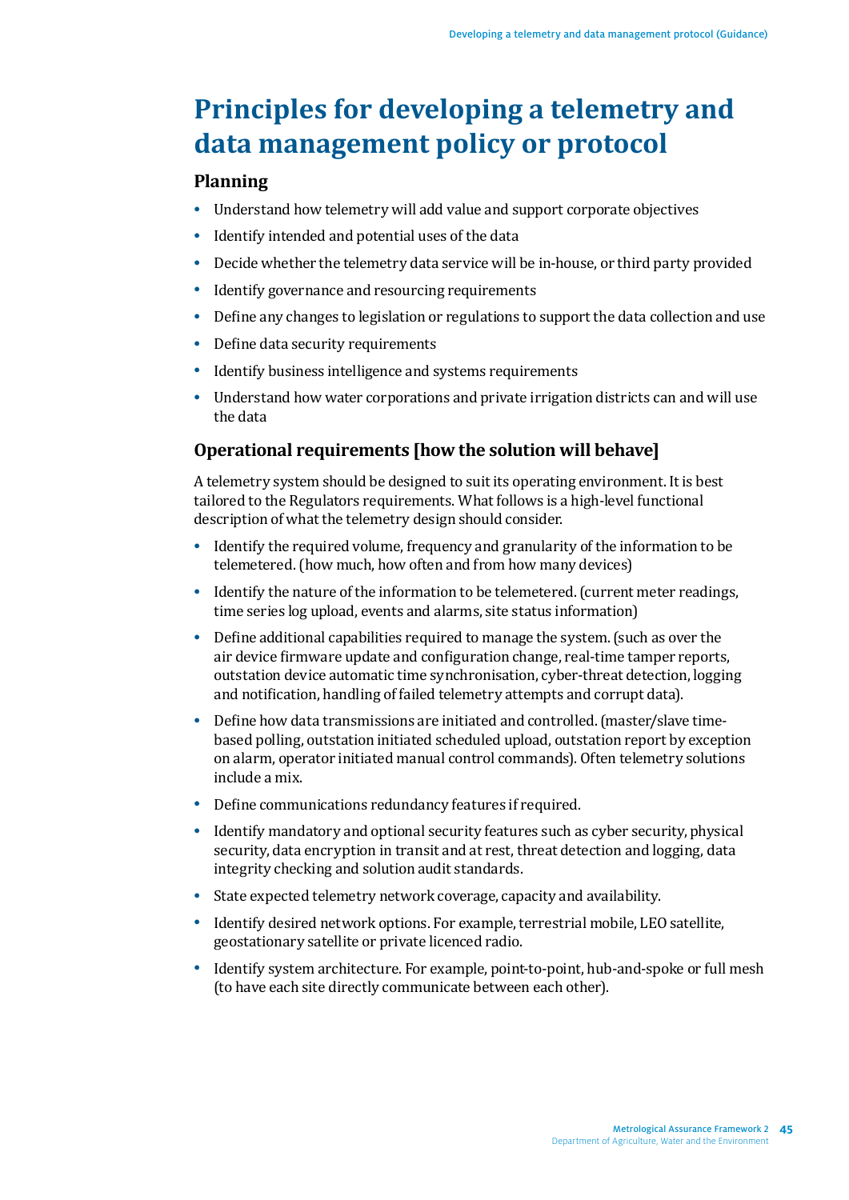# Principles for developing a telemetry and data management policy or protocol

## Planning

- Understand how telemetry will add value and support corporate objectives
- Identify intended and potential uses of the data
- Decide whether the telemetry data service will be in-house, or third party provided
- Identify governance and resourcing requirements
- Define any changes to legislation or regulations to support the data collection and use
- Define data security requirements
- Identify business intelligence and systems requirements
- Understand how water corporations and private irrigation districts can and will use the data

## Operational requirements [how the solution will behave]

A telemetry system should be designed to suit its operating environment. It is best tailored to the Regulators requirements. What follows is a high-level functional description of what the telemetry design should consider.

- Identify the required volume, frequency and granularity of the information to be telemetered. (how much, how often and from how many devices)
- Identify the nature of the information to be telemetered. (current meter readings, time series log upload, events and alarms, site status information)
- Define additional capabilities required to manage the system. (such as over the air device firmware update and configuration change, real-time tamper reports, outstation device automatic time synchronisation, cyber-threat detection, logging and notification, handling of failed telemetry attempts and corrupt data).
- Define how data transmissions are initiated and controlled. (master/slave time-based polling, outstation initiated scheduled upload, outstation report by exception on alarm, operator initiated manual control commands). Often telemetry solutions include a mix.
- Define communications redundancy features if required.
- Identify mandatory and optional security features such as cyber security, physical security, data encryption in transit and at rest, threat detection and logging, data integrity checking and solution audit standards.
- State expected telemetry network coverage, capacity and availability.
- Identify desired network options. For example, terrestrial mobile, LEO satellite, geostationary satellite or private licenced radio.
- Identify system architecture. For example, point-to-point, hub-and-spoke or full mesh (to have each site directly communicate between each other).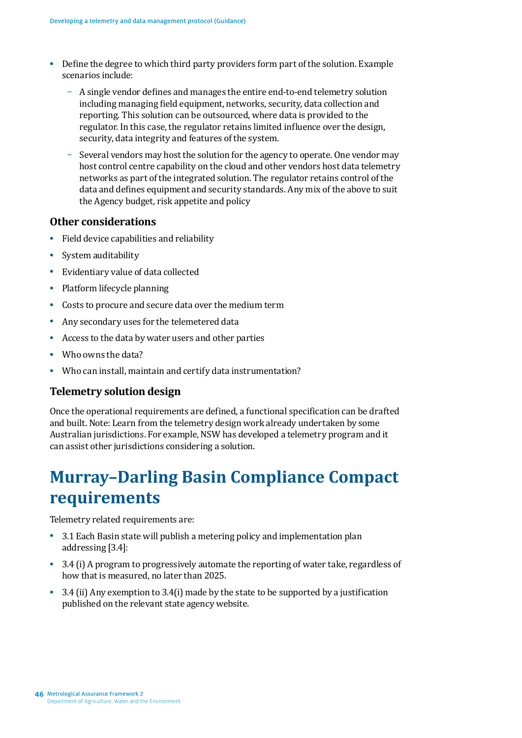- Define the degree to which third party providers form part of the solution. Example scenarios include:
  - A single vendor defines and manages the entire end-to-end telemetry solution including managing field equipment, networks, security, data collection and reporting. This solution can be outsourced, where data is provided to the regulator. In this case, the regulator retains limited influence over the design, security, data integrity and features of the system.
  - Several vendors may host the solution for the agency to operate. One vendor may host control centre capability on the cloud and other vendors host data telemetry networks as part of the integrated solution. The regulator retains control of the data and defines equipment and security standards. Any mix of the above to suit the Agency budget, risk appetite and policy

### Other considerations

- Field device capabilities and reliability
- System auditability
- Evidentiary value of data collected
- Platform lifecycle planning
- Costs to procure and secure data over the medium term
- Any secondary uses for the telemetered data
- Access to the data by water users and other parties
- Who owns the data?
- Who can install, maintain and certify data instrumentation?

### Telemetry solution design

Once the operational requirements are defined, a functional specification can be drafted and built. Note: Learn from the telemetry design work already undertaken by some Australian jurisdictions. For example, NSW has developed a telemetry program and it can assist other jurisdictions considering a solution.

# Murray–Darling Basin Compliance Compact requirements

Telemetry related requirements are:

- 3.1 Each Basin state will publish a metering policy and implementation plan addressing [3.4]:
- 3.4 (i) A program to progressively automate the reporting of water take, regardless of how that is measured, no later than 2025.
- 3.4 (ii) Any exemption to 3.4(i) made by the state to be supported by a justification published on the relevant state agency website.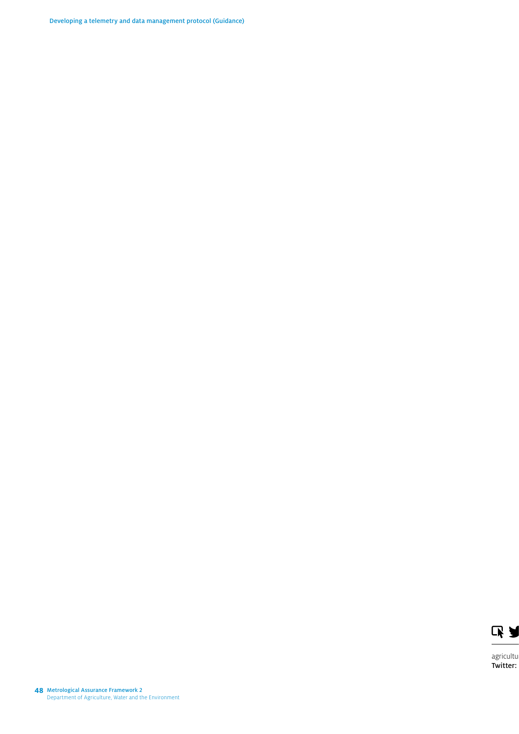agricultu
Twitter: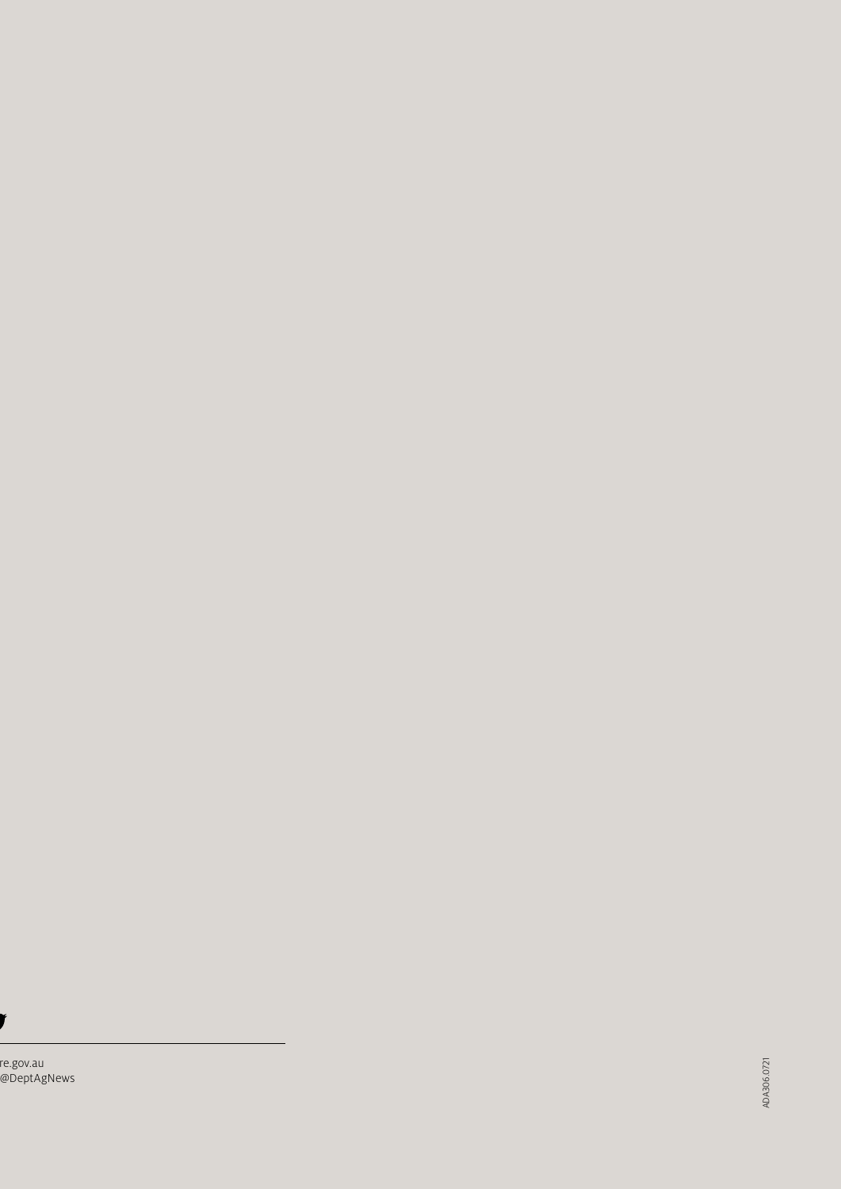re.gov.au
@DeptAgNews

ADA306.0721